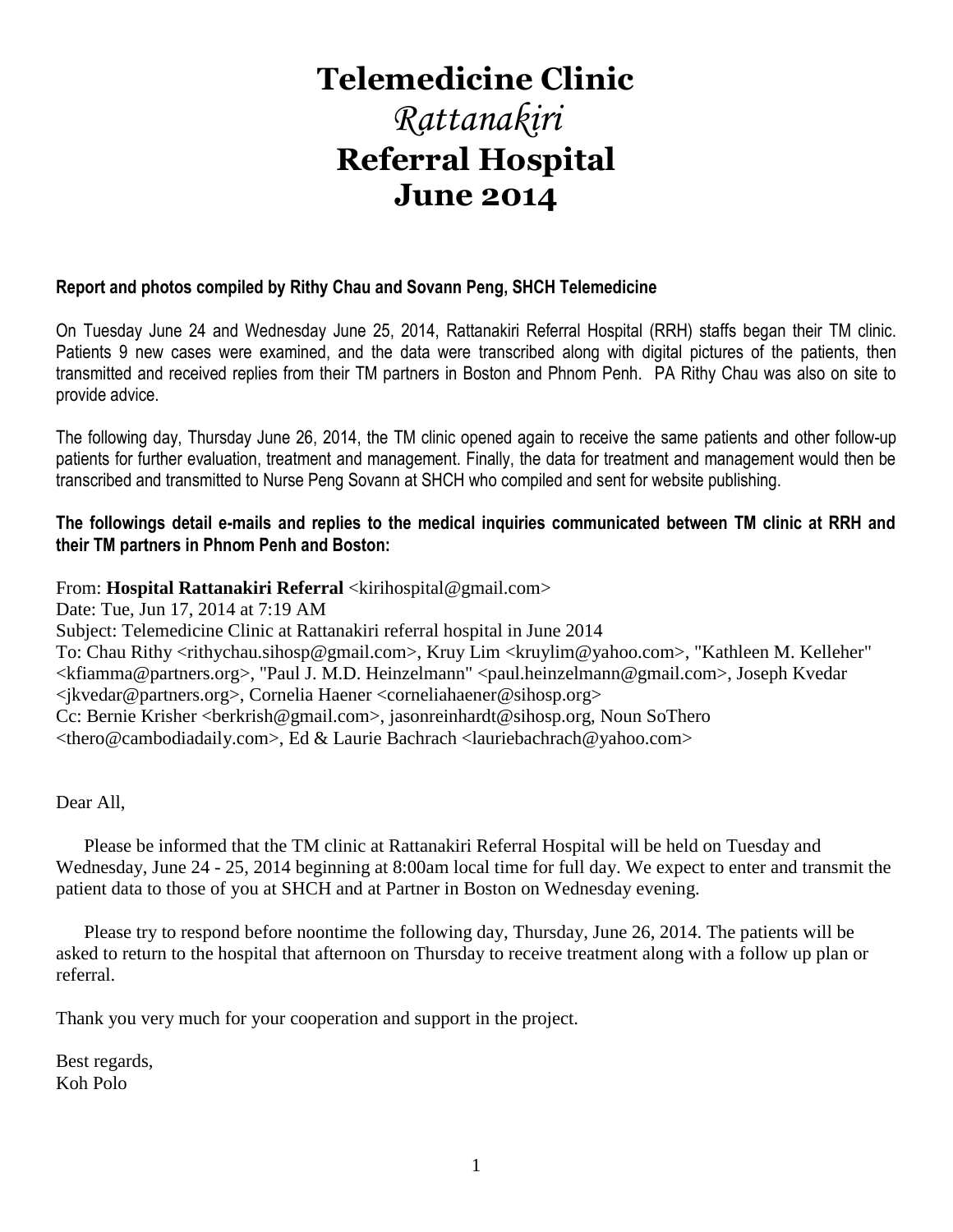# Telemedicine Clinic
# *Rattanakiri*
# Referral Hospital
# June 2014

**Report and photos compiled by Rithy Chau and Sovann Peng, SHCH Telemedicine**

On Tuesday June 24 and Wednesday June 25, 2014, Rattanakiri Referral Hospital (RRH) staffs began their TM clinic. Patients 9 new cases were examined, and the data were transcribed along with digital pictures of the patients, then transmitted and received replies from their TM partners in Boston and Phnom Penh. PA Rithy Chau was also on site to provide advice.

The following day, Thursday June 26, 2014, the TM clinic opened again to receive the same patients and other follow-up patients for further evaluation, treatment and management. Finally, the data for treatment and management would then be transcribed and transmitted to Nurse Peng Sovann at SHCH who compiled and sent for website publishing.

**The followings detail e-mails and replies to the medical inquiries communicated between TM clinic at RRH and their TM partners in Phnom Penh and Boston:**

From: **Hospital Rattanakiri Referral** <kirihospital@gmail.com>
Date: Tue, Jun 17, 2014 at 7:19 AM
Subject: Telemedicine Clinic at Rattanakiri referral hospital in June 2014
To: Chau Rithy <rithychau.sihosp@gmail.com>, Kruy Lim <kruylim@yahoo.com>, "Kathleen M. Kelleher" <kfiamma@partners.org>, "Paul J. M.D. Heinzelmann" <paul.heinzelmann@gmail.com>, Joseph Kvedar <jkvedar@partners.org>, Cornelia Haener <corneliahaener@sihosp.org>
Cc: Bernie Krisher <berkrish@gmail.com>, jasonreinhardt@sihosp.org, Noun SoThero <thero@cambodiadaily.com>, Ed & Laurie Bachrach <lauriebachrach@yahoo.com>

Dear All,

Please be informed that the TM clinic at Rattanakiri Referral Hospital will be held on Tuesday and Wednesday, June 24 - 25, 2014 beginning at 8:00am local time for full day. We expect to enter and transmit the patient data to those of you at SHCH and at Partner in Boston on Wednesday evening.

Please try to respond before noontime the following day, Thursday, June 26, 2014. The patients will be asked to return to the hospital that afternoon on Thursday to receive treatment along with a follow up plan or referral.

Thank you very much for your cooperation and support in the project.

Best regards,
Koh Polo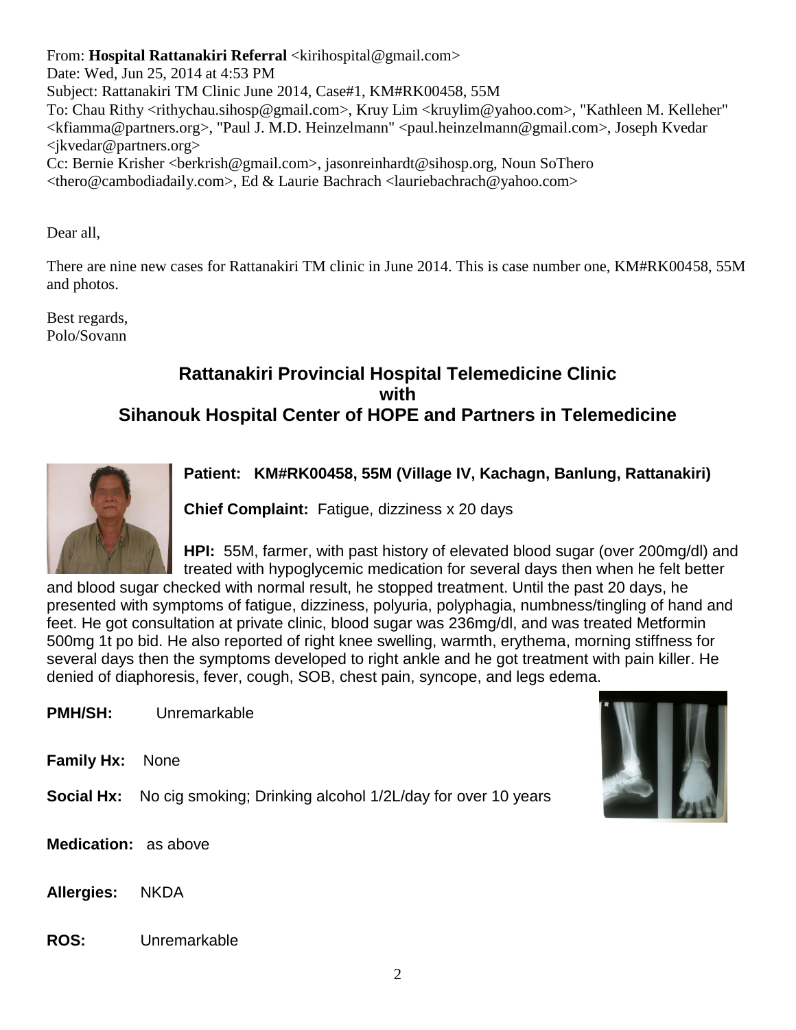From: **Hospital Rattanakiri Referral** <kirihospital@gmail.com>
Date: Wed, Jun 25, 2014 at 4:53 PM
Subject: Rattanakiri TM Clinic June 2014, Case#1, KM#RK00458, 55M
To: Chau Rithy <rithychau.sihosp@gmail.com>, Kruy Lim <kruylim@yahoo.com>, "Kathleen M. Kelleher" <kfiamma@partners.org>, "Paul J. M.D. Heinzelmann" <paul.heinzelmann@gmail.com>, Joseph Kvedar <jkvedar@partners.org>
Cc: Bernie Krisher <berkrish@gmail.com>, jasonreinhardt@sihosp.org, Noun SoThero <thero@cambodiadaily.com>, Ed & Laurie Bachrach <lauriebachrach@yahoo.com>

Dear all,

There are nine new cases for Rattanakiri TM clinic in June 2014. This is case number one, KM#RK00458, 55M and photos.

Best regards,
Polo/Sovann

## Rattanakiri Provincial Hospital Telemedicine Clinic with Sihanouk Hospital Center of HOPE and Partners in Telemedicine

**Patient: KM#RK00458, 55M (Village IV, Kachagn, Banlung, Rattanakiri)**

**Chief Complaint:** Fatigue, dizziness x 20 days

**HPI:** 55M, farmer, with past history of elevated blood sugar (over 200mg/dl) and treated with hypoglycemic medication for several days then when he felt better and blood sugar checked with normal result, he stopped treatment. Until the past 20 days, he presented with symptoms of fatigue, dizziness, polyuria, polyphagia, numbness/tingling of hand and feet. He got consultation at private clinic, blood sugar was 236mg/dl, and was treated Metformin 500mg 1t po bid. He also reported of right knee swelling, warmth, erythema, morning stiffness for several days then the symptoms developed to right ankle and he got treatment with pain killer. He denied of diaphoresis, fever, cough, SOB, chest pain, syncope, and legs edema.

**PMH/SH:** Unremarkable

**Family Hx:** None

**Social Hx:** No cig smoking; Drinking alcohol 1/2L/day for over 10 years

**Medication:** as above

**Allergies:** NKDA

**ROS:** Unremarkable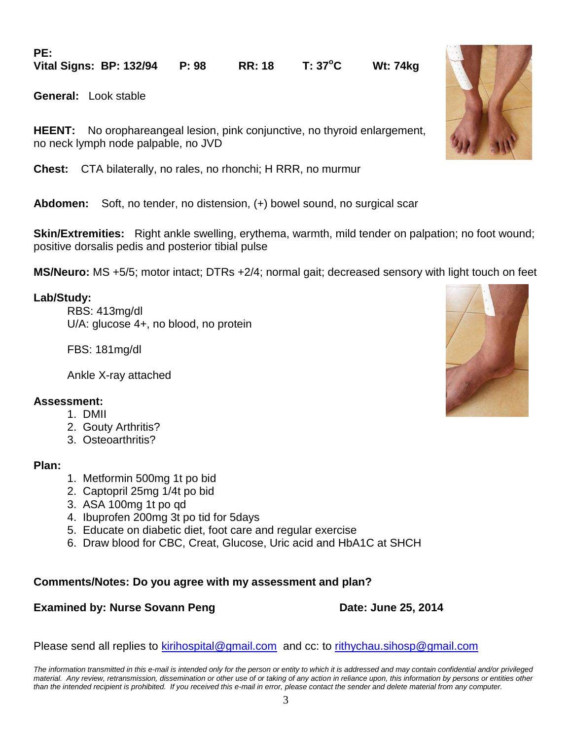**PE:**
**Vital Signs: BP: 132/94 P: 98 RR: 18 T: 37°C Wt: 74kg**

**General:** Look stable

**HEENT:** No orophareangeal lesion, pink conjunctive, no thyroid enlargement, no neck lymph node palpable, no JVD

**Chest:** CTA bilaterally, no rales, no rhonchi; H RRR, no murmur

**Abdomen:** Soft, no tender, no distension, (+) bowel sound, no surgical scar

**Skin/Extremities:** Right ankle swelling, erythema, warmth, mild tender on palpation; no foot wound; positive dorsalis pedis and posterior tibial pulse

**MS/Neuro:** MS +5/5; motor intact; DTRs +2/4; normal gait; decreased sensory with light touch on feet

**Lab/Study:**

RBS: 413mg/dl
U/A: glucose 4+, no blood, no protein

FBS: 181mg/dl

Ankle X-ray attached

**Assessment:**

1. DMII
2. Gouty Arthritis?
3. Osteoarthritis?

**Plan:**

1. Metformin 500mg 1t po bid
2. Captopril 25mg 1/4t po bid
3. ASA 100mg 1t po qd
4. Ibuprofen 200mg 3t po tid for 5days
5. Educate on diabetic diet, foot care and regular exercise
6. Draw blood for CBC, Creat, Glucose, Uric acid and HbA1C at SHCH

**Comments/Notes: Do you agree with my assessment and plan?**

**Examined by: Nurse Sovann Peng** **Date: June 25, 2014**

Please send all replies to kirihospital@gmail.com and cc: to rithychau.sihosp@gmail.com

*The information transmitted in this e-mail is intended only for the person or entity to which it is addressed and may contain confidential and/or privileged material. Any review, retransmission, dissemination or other use of or taking of any action in reliance upon, this information by persons or entities other than the intended recipient is prohibited. If you received this e-mail in error, please contact the sender and delete material from any computer.*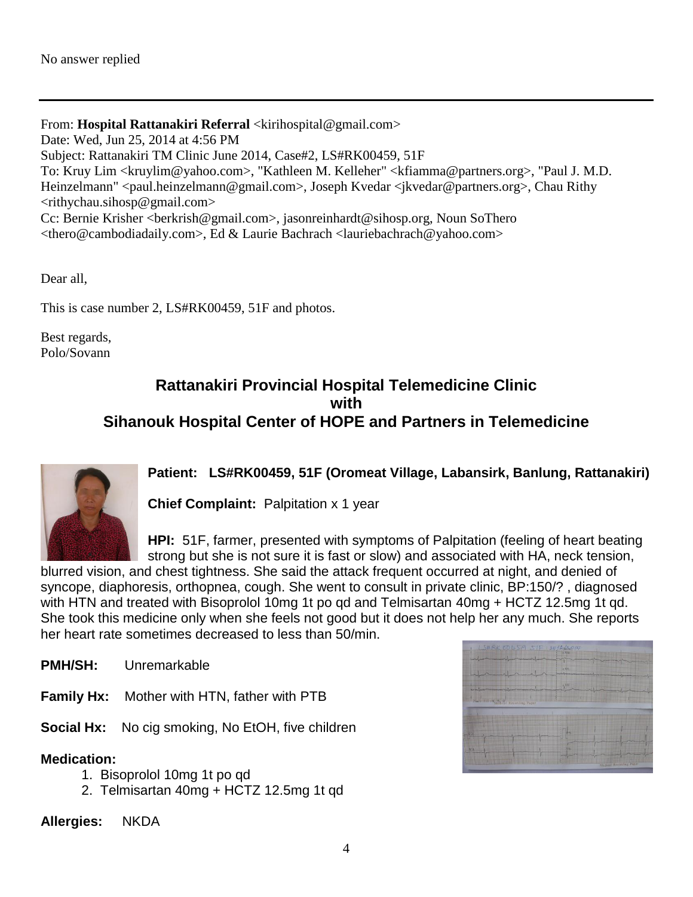No answer replied

---

From: **Hospital Rattanakiri Referral** <kirihospital@gmail.com>
Date: Wed, Jun 25, 2014 at 4:56 PM
Subject: Rattanakiri TM Clinic June 2014, Case#2, LS#RK00459, 51F
To: Kruy Lim <kruylim@yahoo.com>, "Kathleen M. Kelleher" <kfiamma@partners.org>, "Paul J. M.D. Heinzelmann" <paul.heinzelmann@gmail.com>, Joseph Kvedar <jkvedar@partners.org>, Chau Rithy <rithychau.sihosp@gmail.com>
Cc: Bernie Krisher <berkrish@gmail.com>, jasonreinhardt@sihosp.org, Noun SoThero <thero@cambodiadaily.com>, Ed & Laurie Bachrach <lauriebachrach@yahoo.com>

Dear all,

This is case number 2, LS#RK00459, 51F and photos.

Best regards,
Polo/Sovann

## Rattanakiri Provincial Hospital Telemedicine Clinic with Sihanouk Hospital Center of HOPE and Partners in Telemedicine

**Patient: LS#RK00459, 51F (Oromeat Village, Labansirk, Banlung, Rattanakiri)**

**Chief Complaint:** Palpitation x 1 year

**HPI:** 51F, farmer, presented with symptoms of Palpitation (feeling of heart beating strong but she is not sure it is fast or slow) and associated with HA, neck tension, blurred vision, and chest tightness. She said the attack frequent occurred at night, and denied of syncope, diaphoresis, orthopnea, cough. She went to consult in private clinic, BP:150/? , diagnosed with HTN and treated with Bisoprolol 10mg 1t po qd and Telmisartan 40mg + HCTZ 12.5mg 1t qd. She took this medicine only when she feels not good but it does not help her any much. She reports her heart rate sometimes decreased to less than 50/min.

**PMH/SH:** Unremarkable

**Family Hx:** Mother with HTN, father with PTB

**Social Hx:** No cig smoking, No EtOH, five children

**Medication:**

1. Bisoprolol 10mg 1t po qd
2. Telmisartan 40mg + HCTZ 12.5mg 1t qd

**Allergies:** NKDA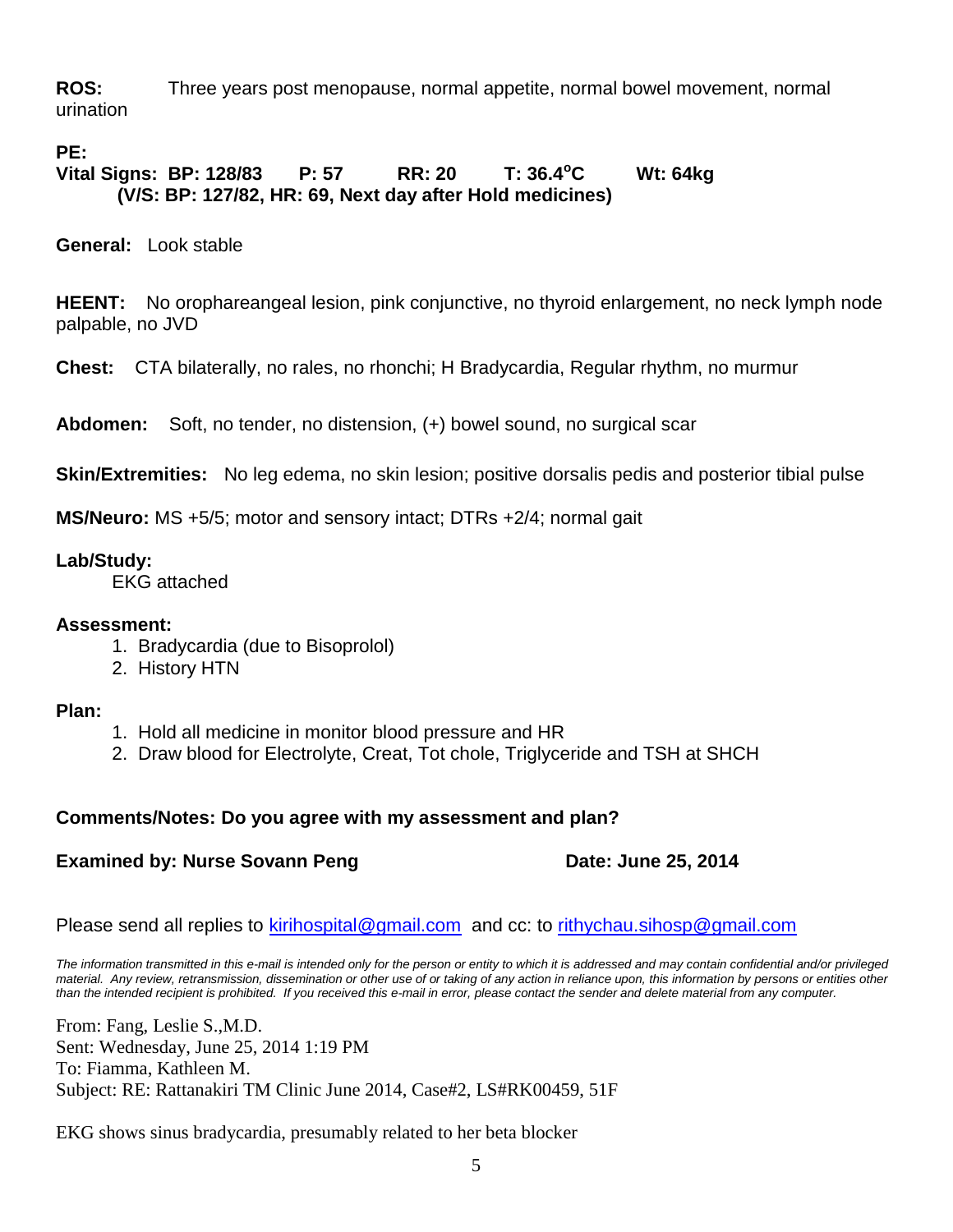**ROS:** Three years post menopause, normal appetite, normal bowel movement, normal urination

**PE:**

**Vital Signs: BP: 128/83 P: 57 RR: 20 T: 36.4°C Wt: 64kg**
**(V/S: BP: 127/82, HR: 69, Next day after Hold medicines)**

**General:** Look stable

**HEENT:** No orophareangeal lesion, pink conjunctive, no thyroid enlargement, no neck lymph node palpable, no JVD

**Chest:** CTA bilaterally, no rales, no rhonchi; H Bradycardia, Regular rhythm, no murmur

**Abdomen:** Soft, no tender, no distension, (+) bowel sound, no surgical scar

**Skin/Extremities:** No leg edema, no skin lesion; positive dorsalis pedis and posterior tibial pulse

**MS/Neuro:** MS +5/5; motor and sensory intact; DTRs +2/4; normal gait

**Lab/Study:**

EKG attached

**Assessment:**

1. Bradycardia (due to Bisoprolol)
2. History HTN

**Plan:**

1. Hold all medicine in monitor blood pressure and HR
2. Draw blood for Electrolyte, Creat, Tot chole, Triglyceride and TSH at SHCH

**Comments/Notes: Do you agree with my assessment and plan?**

**Examined by: Nurse Sovann Peng** **Date: June 25, 2014**

Please send all replies to kirihospital@gmail.com and cc: to rithychau.sihosp@gmail.com

*The information transmitted in this e-mail is intended only for the person or entity to which it is addressed and may contain confidential and/or privileged material. Any review, retransmission, dissemination or other use of or taking of any action in reliance upon, this information by persons or entities other than the intended recipient is prohibited. If you received this e-mail in error, please contact the sender and delete material from any computer.*

From: Fang, Leslie S.,M.D.
Sent: Wednesday, June 25, 2014 1:19 PM
To: Fiamma, Kathleen M.
Subject: RE: Rattanakiri TM Clinic June 2014, Case#2, LS#RK00459, 51F

EKG shows sinus bradycardia, presumably related to her beta blocker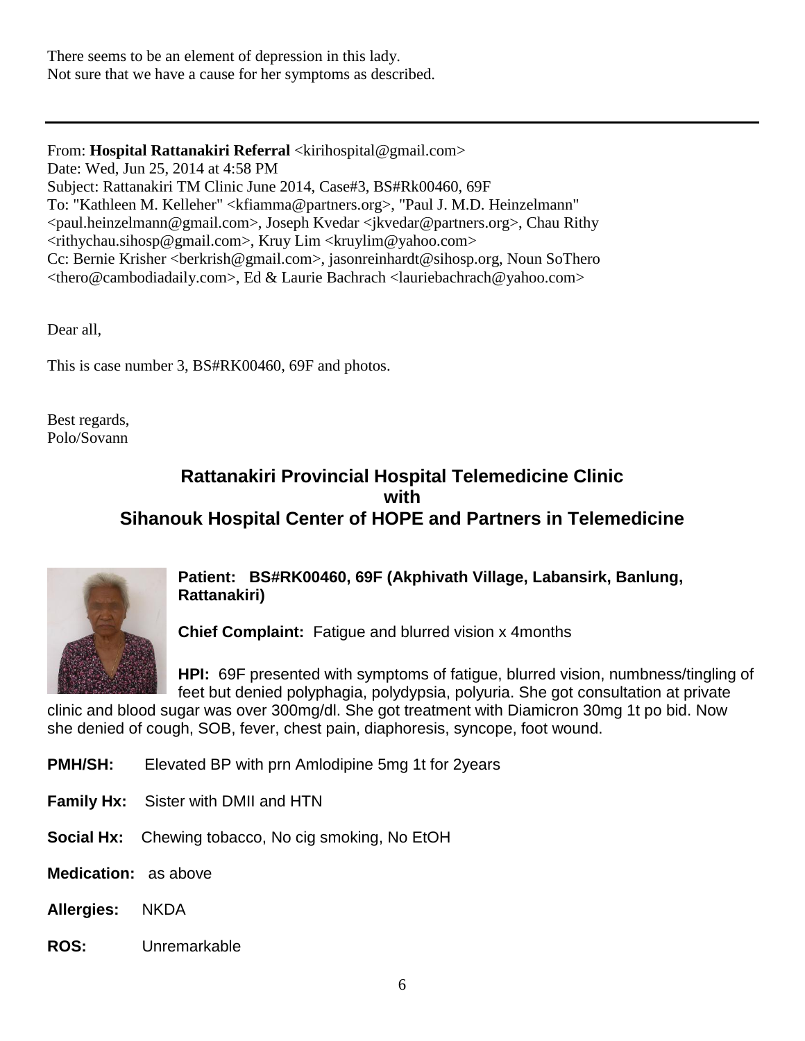There seems to be an element of depression in this lady.
Not sure that we have a cause for her symptoms as described.

---

From: **Hospital Rattanakiri Referral** <kirihospital@gmail.com>
Date: Wed, Jun 25, 2014 at 4:58 PM
Subject: Rattanakiri TM Clinic June 2014, Case#3, BS#Rk00460, 69F
To: "Kathleen M. Kelleher" <kfiamma@partners.org>, "Paul J. M.D. Heinzelmann" <paul.heinzelmann@gmail.com>, Joseph Kvedar <jkvedar@partners.org>, Chau Rithy <rithychau.sihosp@gmail.com>, Kruy Lim <kruylim@yahoo.com>
Cc: Bernie Krisher <berkrish@gmail.com>, jasonreinhardt@sihosp.org, Noun SoThero <thero@cambodiadaily.com>, Ed & Laurie Bachrach <lauriebachrach@yahoo.com>

Dear all,

This is case number 3, BS#RK00460, 69F and photos.

Best regards,
Polo/Sovann

## Rattanakiri Provincial Hospital Telemedicine Clinic with Sihanouk Hospital Center of HOPE and Partners in Telemedicine

**Patient: BS#RK00460, 69F (Akphivath Village, Labansirk, Banlung, Rattanakiri)**

**Chief Complaint:** Fatigue and blurred vision x 4months

**HPI:** 69F presented with symptoms of fatigue, blurred vision, numbness/tingling of feet but denied polyphagia, polydypsia, polyuria. She got consultation at private clinic and blood sugar was over 300mg/dl. She got treatment with Diamicron 30mg 1t po bid. Now she denied of cough, SOB, fever, chest pain, diaphoresis, syncope, foot wound.

**PMH/SH:** Elevated BP with prn Amlodipine 5mg 1t for 2years

**Family Hx:** Sister with DMII and HTN

**Social Hx:** Chewing tobacco, No cig smoking, No EtOH

**Medication:** as above

**Allergies:** NKDA

**ROS:** Unremarkable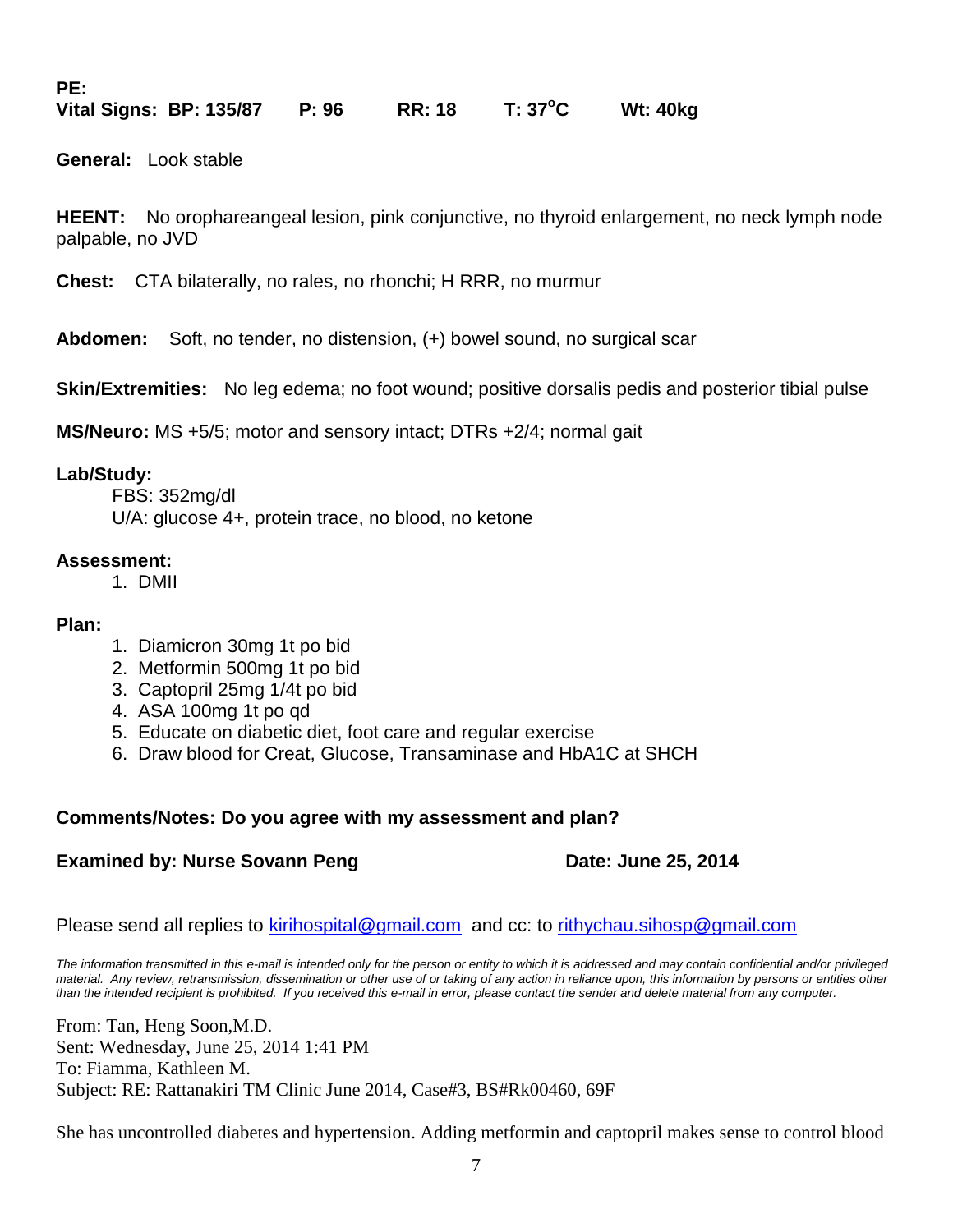**PE:**
**Vital Signs: BP: 135/87    P: 96    RR: 18    T: 37°C    Wt: 40kg**

**General:** Look stable

**HEENT:** No oropharea­ngeal lesion, pink conjunctive, no thyroid enlargement, no neck lymph node palpable, no JVD

**Chest:** CTA bilaterally, no rales, no rhonchi; H RRR, no murmur

**Abdomen:** Soft, no tender, no distension, (+) bowel sound, no surgical scar

**Skin/Extremities:** No leg edema; no foot wound; positive dorsalis pedis and posterior tibial pulse

**MS/Neuro:** MS +5/5; motor and sensory intact; DTRs +2/4; normal gait

**Lab/Study:**

FBS: 352mg/dl
U/A: glucose 4+, protein trace, no blood, no ketone

**Assessment:**

1. DMII

**Plan:**

1. Diamicron 30mg 1t po bid
2. Metformin 500mg 1t po bid
3. Captopril 25mg 1/4t po bid
4. ASA 100mg 1t po qd
5. Educate on diabetic diet, foot care and regular exercise
6. Draw blood for Creat, Glucose, Transaminase and HbA1C at SHCH

**Comments/Notes: Do you agree with my assessment and plan?**

**Examined by: Nurse Sovann Peng    Date: June 25, 2014**

Please send all replies to kirihospital@gmail.com and cc: to rithychau.sihosp@gmail.com

*The information transmitted in this e-mail is intended only for the person or entity to which it is addressed and may contain confidential and/or privileged material. Any review, retransmission, dissemination or other use of or taking of any action in reliance upon, this information by persons or entities other than the intended recipient is prohibited. If you received this e-mail in error, please contact the sender and delete material from any computer.*

From: Tan, Heng Soon,M.D.
Sent: Wednesday, June 25, 2014 1:41 PM
To: Fiamma, Kathleen M.
Subject: RE: Rattanakiri TM Clinic June 2014, Case#3, BS#Rk00460, 69F

She has uncontrolled diabetes and hypertension. Adding metformin and captopril makes sense to control blood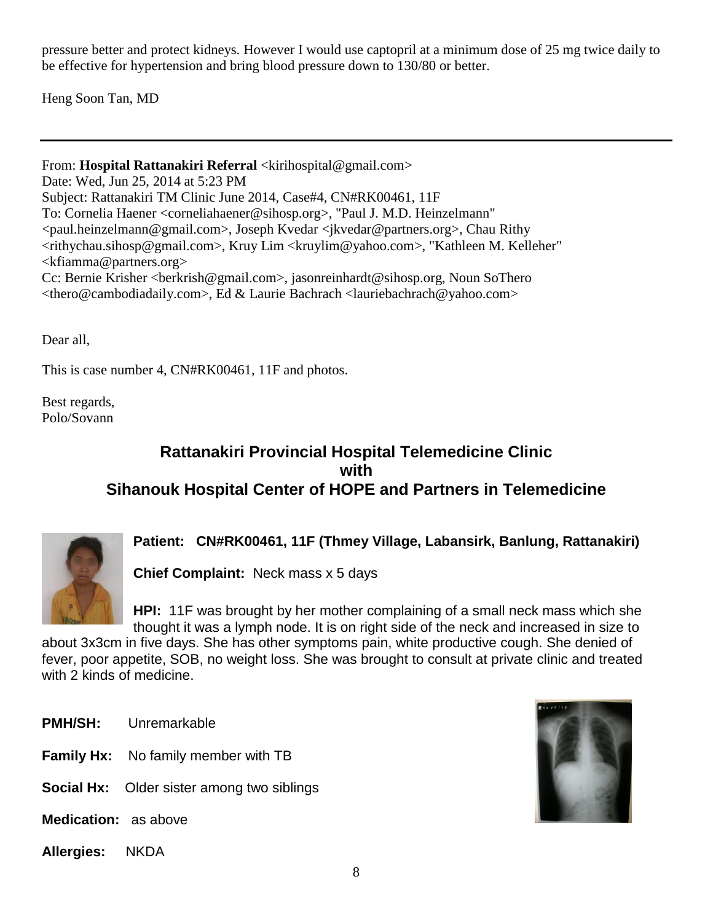pressure better and protect kidneys. However I would use captopril at a minimum dose of 25 mg twice daily to be effective for hypertension and bring blood pressure down to 130/80 or better.

Heng Soon Tan, MD

---

From: **Hospital Rattanakiri Referral** <kirihospital@gmail.com>
Date: Wed, Jun 25, 2014 at 5:23 PM
Subject: Rattanakiri TM Clinic June 2014, Case#4, CN#RK00461, 11F
To: Cornelia Haener <corneliahaener@sihosp.org>, "Paul J. M.D. Heinzelmann" <paul.heinzelmann@gmail.com>, Joseph Kvedar <jkvedar@partners.org>, Chau Rithy <rithychau.sihosp@gmail.com>, Kruy Lim <kruylim@yahoo.com>, "Kathleen M. Kelleher" <kfiamma@partners.org>
Cc: Bernie Krisher <berkrish@gmail.com>, jasonreinhardt@sihosp.org, Noun SoThero <thero@cambodiadaily.com>, Ed & Laurie Bachrach <lauriebachrach@yahoo.com>

Dear all,

This is case number 4, CN#RK00461, 11F and photos.

Best regards,
Polo/Sovann

## Rattanakiri Provincial Hospital Telemedicine Clinic with Sihanouk Hospital Center of HOPE and Partners in Telemedicine

**Patient: CN#RK00461, 11F (Thmey Village, Labansirk, Banlung, Rattanakiri)**

**Chief Complaint:** Neck mass x 5 days

**HPI:** 11F was brought by her mother complaining of a small neck mass which she thought it was a lymph node. It is on right side of the neck and increased in size to about 3x3cm in five days. She has other symptoms pain, white productive cough. She denied of fever, poor appetite, SOB, no weight loss. She was brought to consult at private clinic and treated with 2 kinds of medicine.

**PMH/SH:** Unremarkable

**Family Hx:** No family member with TB

**Social Hx:** Older sister among two siblings

**Medication:** as above

**Allergies:** NKDA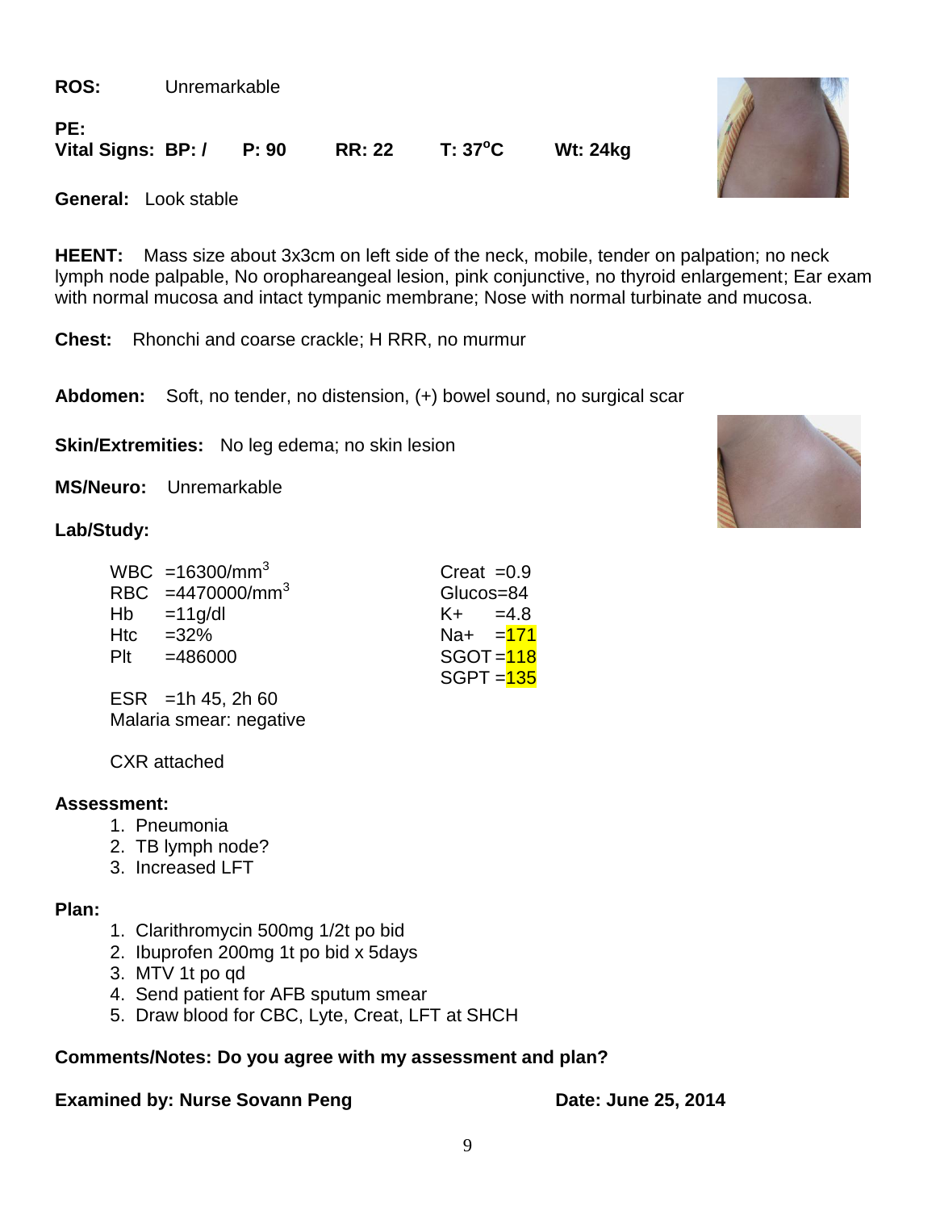**ROS:** Unremarkable

**PE:**
**Vital Signs: BP: / P: 90 RR: 22 T: 37$^{o}$C Wt: 24kg**

**General:** Look stable

**HEENT:** Mass size about 3x3cm on left side of the neck, mobile, tender on palpation; no neck lymph node palpable, No oropharеangeal lesion, pink conjunctive, no thyroid enlargement; Ear exam with normal mucosa and intact tympanic membrane; Nose with normal turbinate and mucosa.

**Chest:** Rhonchi and coarse crackle; H RRR, no murmur

**Abdomen:** Soft, no tender, no distension, (+) bowel sound, no surgical scar

**Skin/Extremities:** No leg edema; no skin lesion

**MS/Neuro:** Unremarkable

**Lab/Study:**

WBC =16300/mm$^3$
RBC =4470000/mm$^3$
Hb =11g/dl
Htc =32%
Plt =486000

ESR =1h 45, 2h 60
Malaria smear: negative

Creat =0.9
Glucos=84
K+ =4.8
Na+ =171
SGOT =118
SGPT =135

CXR attached

**Assessment:**

1. Pneumonia
2. TB lymph node?
3. Increased LFT

**Plan:**

1. Clarithromycin 500mg 1/2t po bid
2. Ibuprofen 200mg 1t po bid x 5days
3. MTV 1t po qd
4. Send patient for AFB sputum smear
5. Draw blood for CBC, Lyte, Creat, LFT at SHCH

**Comments/Notes: Do you agree with my assessment and plan?**

**Examined by: Nurse Sovann Peng** **Date: June 25, 2014**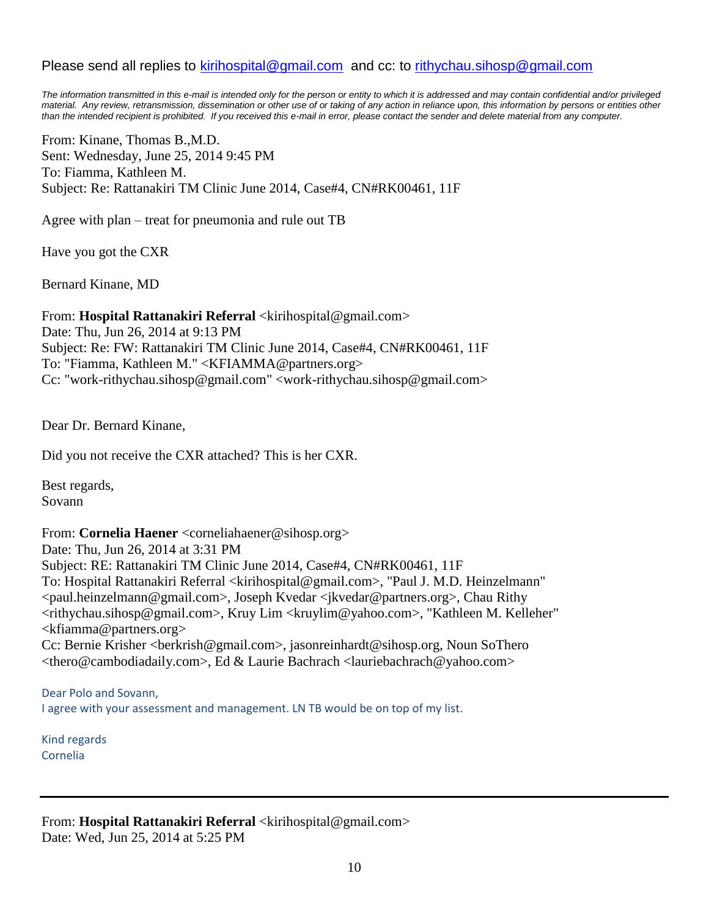Please send all replies to kirihospital@gmail.com and cc: to rithychau.sihosp@gmail.com

*The information transmitted in this e-mail is intended only for the person or entity to which it is addressed and may contain confidential and/or privileged material. Any review, retransmission, dissemination or other use of or taking of any action in reliance upon, this information by persons or entities other than the intended recipient is prohibited. If you received this e-mail in error, please contact the sender and delete material from any computer.*

From: Kinane, Thomas B.,M.D.
Sent: Wednesday, June 25, 2014 9:45 PM
To: Fiamma, Kathleen M.
Subject: Re: Rattanakiri TM Clinic June 2014, Case#4, CN#RK00461, 11F

Agree with plan – treat for pneumonia and rule out TB

Have you got the CXR

Bernard Kinane, MD

From: **Hospital Rattanakiri Referral** <kirihospital@gmail.com>
Date: Thu, Jun 26, 2014 at 9:13 PM
Subject: Re: FW: Rattanakiri TM Clinic June 2014, Case#4, CN#RK00461, 11F
To: "Fiamma, Kathleen M." <KFIAMMA@partners.org>
Cc: "work-rithychau.sihosp@gmail.com" <work-rithychau.sihosp@gmail.com>

Dear Dr. Bernard Kinane,

Did you not receive the CXR attached? This is her CXR.

Best regards,
Sovann

From: **Cornelia Haener** <corneliahaener@sihosp.org>
Date: Thu, Jun 26, 2014 at 3:31 PM
Subject: RE: Rattanakiri TM Clinic June 2014, Case#4, CN#RK00461, 11F
To: Hospital Rattanakiri Referral <kirihospital@gmail.com>, "Paul J. M.D. Heinzelmann" <paul.heinzelmann@gmail.com>, Joseph Kvedar <jkvedar@partners.org>, Chau Rithy <rithychau.sihosp@gmail.com>, Kruy Lim <kruylim@yahoo.com>, "Kathleen M. Kelleher" <kfiamma@partners.org>
Cc: Bernie Krisher <berkrish@gmail.com>, jasonreinhardt@sihosp.org, Noun SoThero <thero@cambodiadaily.com>, Ed & Laurie Bachrach <lauriebachrach@yahoo.com>

Dear Polo and Sovann,
I agree with your assessment and management. LN TB would be on top of my list.

Kind regards
Cornelia

---

From: **Hospital Rattanakiri Referral** <kirihospital@gmail.com>
Date: Wed, Jun 25, 2014 at 5:25 PM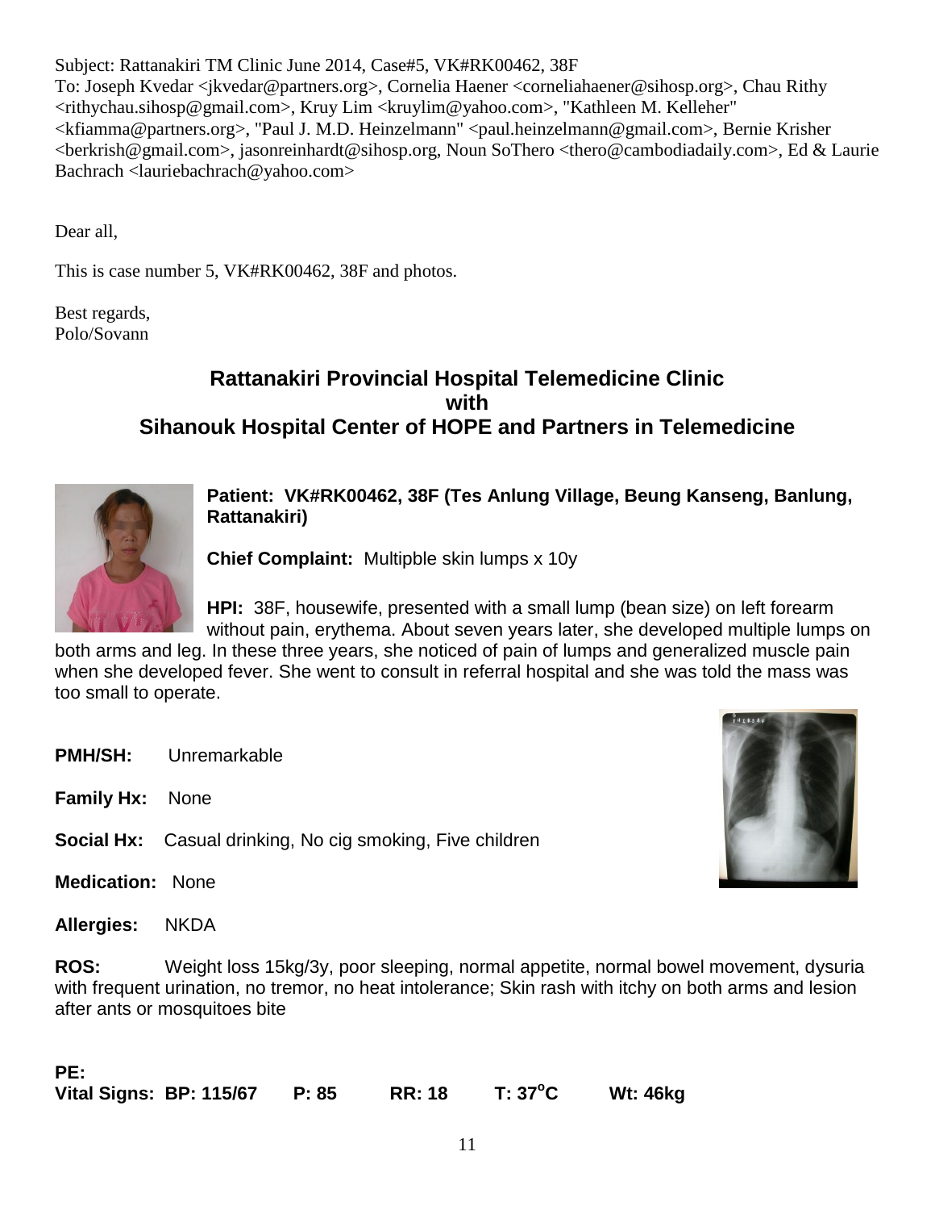Subject: Rattanakiri TM Clinic June 2014, Case#5, VK#RK00462, 38F
To: Joseph Kvedar <jkvedar@partners.org>, Cornelia Haener <corneliahaener@sihosp.org>, Chau Rithy <rithychau.sihosp@gmail.com>, Kruy Lim <kruylim@yahoo.com>, "Kathleen M. Kelleher" <kfiamma@partners.org>, "Paul J. M.D. Heinzelmann" <paul.heinzelmann@gmail.com>, Bernie Krisher <berkrish@gmail.com>, jasonreinhardt@sihosp.org, Noun SoThero <thero@cambodiadaily.com>, Ed & Laurie Bachrach <lauriebachrach@yahoo.com>

Dear all,

This is case number 5, VK#RK00462, 38F and photos.

Best regards,
Polo/Sovann

## Rattanakiri Provincial Hospital Telemedicine Clinic with Sihanouk Hospital Center of HOPE and Partners in Telemedicine

**Patient: VK#RK00462, 38F (Tes Anlung Village, Beung Kanseng, Banlung, Rattanakiri)**

**Chief Complaint:** Multipble skin lumps x 10y

**HPI:** 38F, housewife, presented with a small lump (bean size) on left forearm without pain, erythema. About seven years later, she developed multiple lumps on both arms and leg. In these three years, she noticed of pain of lumps and generalized muscle pain when she developed fever. She went to consult in referral hospital and she was told the mass was too small to operate.

**PMH/SH:** Unremarkable

**Family Hx:** None

**Social Hx:** Casual drinking, No cig smoking, Five children

**Medication:** None

**Allergies:** NKDA

**ROS:** Weight loss 15kg/3y, poor sleeping, normal appetite, normal bowel movement, dysuria with frequent urination, no tremor, no heat intolerance; Skin rash with itchy on both arms and lesion after ants or mosquitoes bite

**PE:**

**Vital Signs: BP: 115/67 P: 85 RR: 18 T: 37°C Wt: 46kg**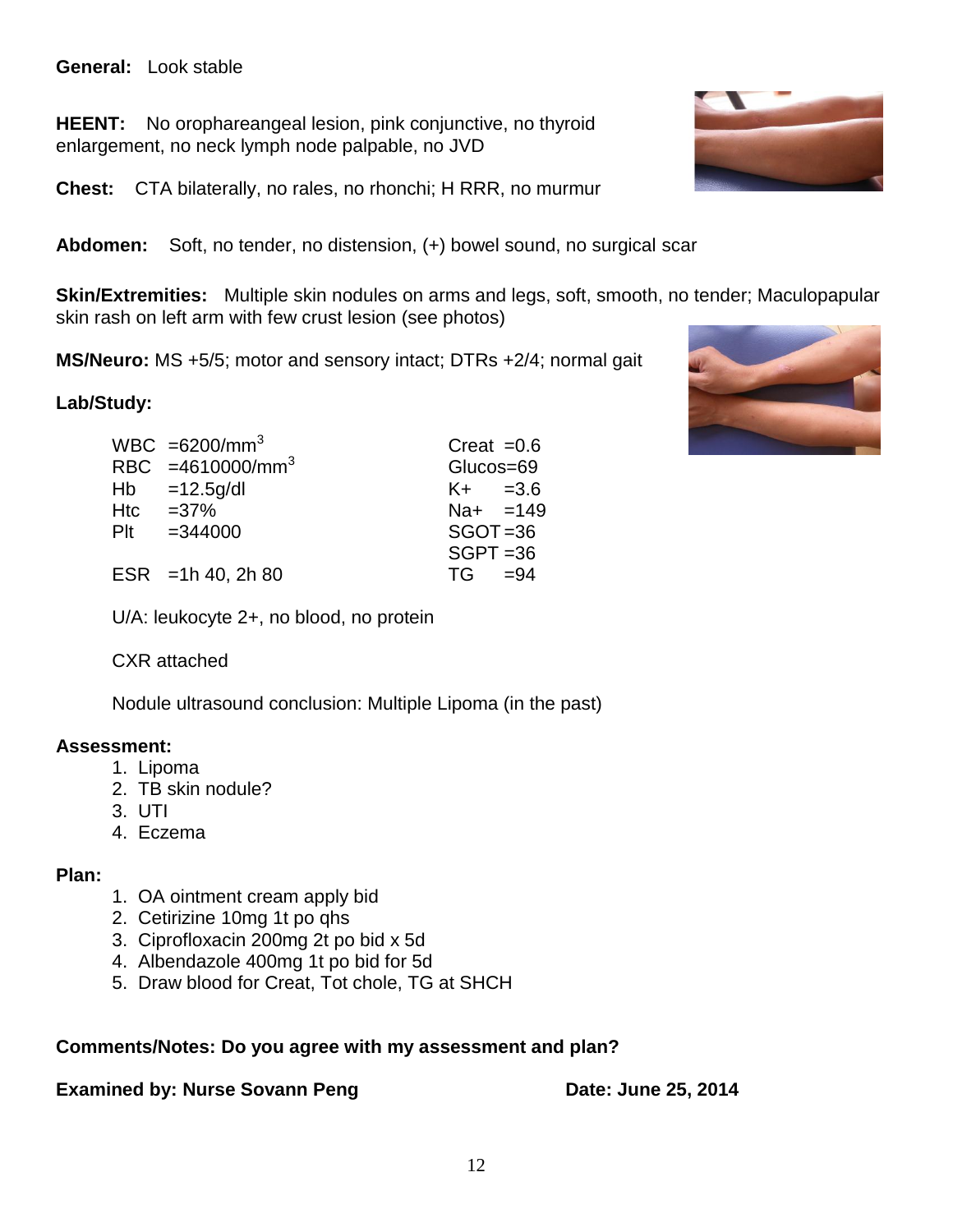**General:** Look stable

**HEENT:** No orophareangeal lesion, pink conjunctive, no thyroid enlargement, no neck lymph node palpable, no JVD

**Chest:** CTA bilaterally, no rales, no rhonchi; H RRR, no murmur

**Abdomen:** Soft, no tender, no distension, (+) bowel sound, no surgical scar

**Skin/Extremities:** Multiple skin nodules on arms and legs, soft, smooth, no tender; Maculopapular skin rash on left arm with few crust lesion (see photos)

**MS/Neuro:** MS +5/5; motor and sensory intact; DTRs +2/4; normal gait

**Lab/Study:**

| | |
|---|---|
| WBC =6200/$mm^3$ | Creat =0.6 |
| RBC =4610000/$mm^3$ | Glucos=69 |
| Hb =12.5g/dl | K+ =3.6 |
| Htc =37% | Na+ =149 |
| Plt =344000 | SGOT =36 |
| | SGPT =36 |
| ESR =1h 40, 2h 80 | TG =94 |

U/A: leukocyte 2+, no blood, no protein

CXR attached

Nodule ultrasound conclusion: Multiple Lipoma (in the past)

**Assessment:**

1. Lipoma
2. TB skin nodule?
3. UTI
4. Eczema

**Plan:**

1. OA ointment cream apply bid
2. Cetirizine 10mg 1t po qhs
3. Ciprofloxacin 200mg 2t po bid x 5d
4. Albendazole 400mg 1t po bid for 5d
5. Draw blood for Creat, Tot chole, TG at SHCH

**Comments/Notes: Do you agree with my assessment and plan?**

**Examined by: Nurse Sovann Peng** **Date: June 25, 2014**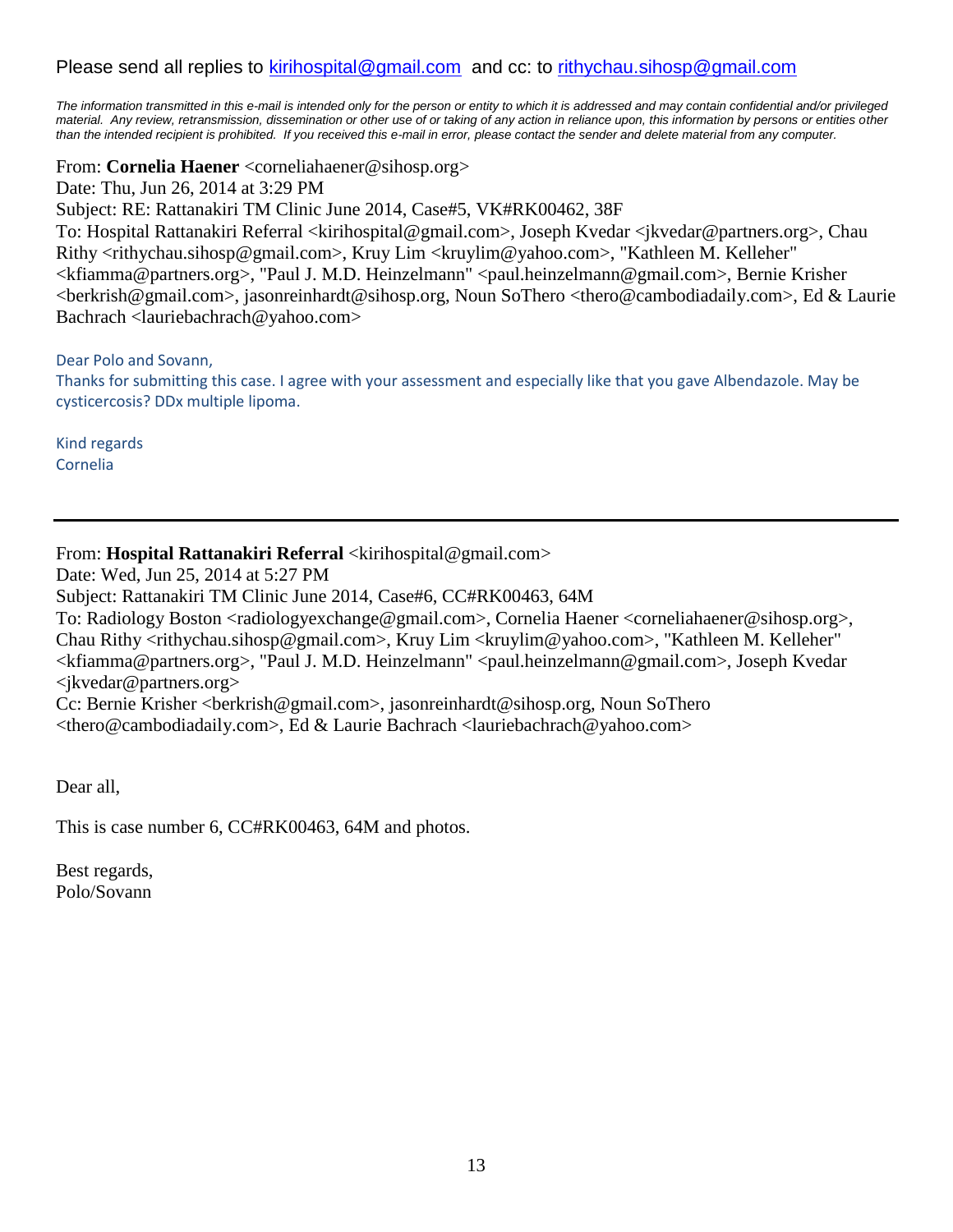Please send all replies to kirihospital@gmail.com and cc: to rithychau.sihosp@gmail.com

*The information transmitted in this e-mail is intended only for the person or entity to which it is addressed and may contain confidential and/or privileged material. Any review, retransmission, dissemination or other use of or taking of any action in reliance upon, this information by persons or entities other than the intended recipient is prohibited. If you received this e-mail in error, please contact the sender and delete material from any computer.*

From: **Cornelia Haener** <corneliahaener@sihosp.org>
Date: Thu, Jun 26, 2014 at 3:29 PM
Subject: RE: Rattanakiri TM Clinic June 2014, Case#5, VK#RK00462, 38F
To: Hospital Rattanakiri Referral <kirihospital@gmail.com>, Joseph Kvedar <jkvedar@partners.org>, Chau Rithy <rithychau.sihosp@gmail.com>, Kruy Lim <kruylim@yahoo.com>, "Kathleen M. Kelleher" <kfiamma@partners.org>, "Paul J. M.D. Heinzelmann" <paul.heinzelmann@gmail.com>, Bernie Krisher <berkrish@gmail.com>, jasonreinhardt@sihosp.org, Noun SoThero <thero@cambodiadaily.com>, Ed & Laurie Bachrach <lauriebachrach@yahoo.com>

Dear Polo and Sovann,

Thanks for submitting this case. I agree with your assessment and especially like that you gave Albendazole. May be cysticercosis? DDx multiple lipoma.

Kind regards
Cornelia

---

From: **Hospital Rattanakiri Referral** <kirihospital@gmail.com>
Date: Wed, Jun 25, 2014 at 5:27 PM
Subject: Rattanakiri TM Clinic June 2014, Case#6, CC#RK00463, 64M
To: Radiology Boston <radiologyexchange@gmail.com>, Cornelia Haener <corneliahaener@sihosp.org>, Chau Rithy <rithychau.sihosp@gmail.com>, Kruy Lim <kruylim@yahoo.com>, "Kathleen M. Kelleher" <kfiamma@partners.org>, "Paul J. M.D. Heinzelmann" <paul.heinzelmann@gmail.com>, Joseph Kvedar <jkvedar@partners.org>
Cc: Bernie Krisher <berkrish@gmail.com>, jasonreinhardt@sihosp.org, Noun SoThero <thero@cambodiadaily.com>, Ed & Laurie Bachrach <lauriebachrach@yahoo.com>

Dear all,

This is case number 6, CC#RK00463, 64M and photos.

Best regards,
Polo/Sovann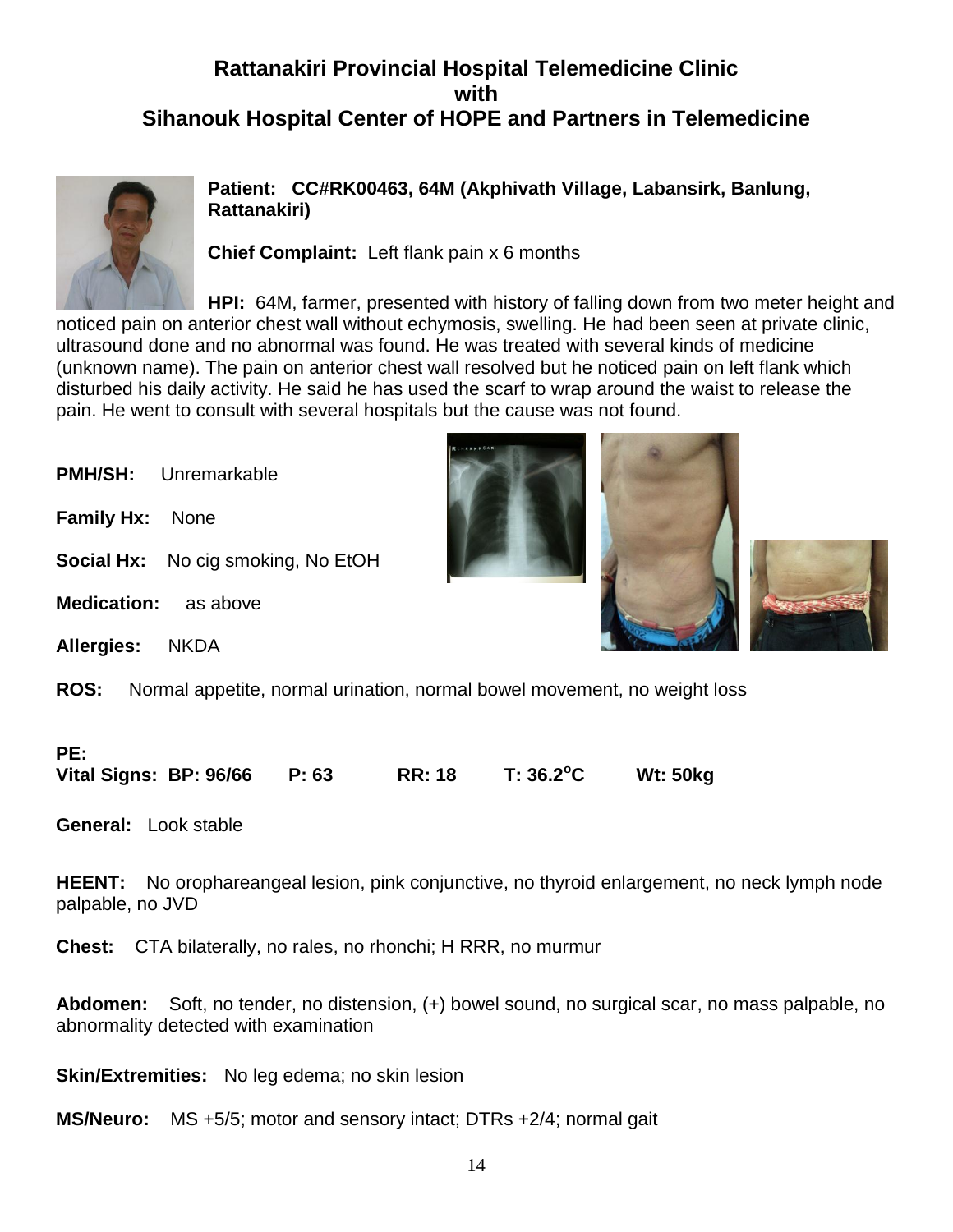# Rattanakiri Provincial Hospital Telemedicine Clinic with Sihanouk Hospital Center of HOPE and Partners in Telemedicine

**Patient: CC#RK00463, 64M (Akphivath Village, Labansirk, Banlung, Rattanakiri)**

**Chief Complaint:** Left flank pain x 6 months

**HPI:** 64M, farmer, presented with history of falling down from two meter height and noticed pain on anterior chest wall without echymosis, swelling. He had been seen at private clinic, ultrasound done and no abnormal was found. He was treated with several kinds of medicine (unknown name). The pain on anterior chest wall resolved but he noticed pain on left flank which disturbed his daily activity. He said he has used the scarf to wrap around the waist to release the pain. He went to consult with several hospitals but the cause was not found.

**PMH/SH:** Unremarkable

**Family Hx:** None

**Social Hx:** No cig smoking, No EtOH

**Medication:** as above

**Allergies:** NKDA

**ROS:** Normal appetite, normal urination, normal bowel movement, no weight loss

**PE:**

**Vital Signs: BP: 96/66 P: 63 RR: 18 T: 36.2°C Wt: 50kg**

**General:** Look stable

**HEENT:** No orophareangeal lesion, pink conjunctive, no thyroid enlargement, no neck lymph node palpable, no JVD

**Chest:** CTA bilaterally, no rales, no rhonchi; H RRR, no murmur

**Abdomen:** Soft, no tender, no distension, (+) bowel sound, no surgical scar, no mass palpable, no abnormality detected with examination

**Skin/Extremities:** No leg edema; no skin lesion

**MS/Neuro:** MS +5/5; motor and sensory intact; DTRs +2/4; normal gait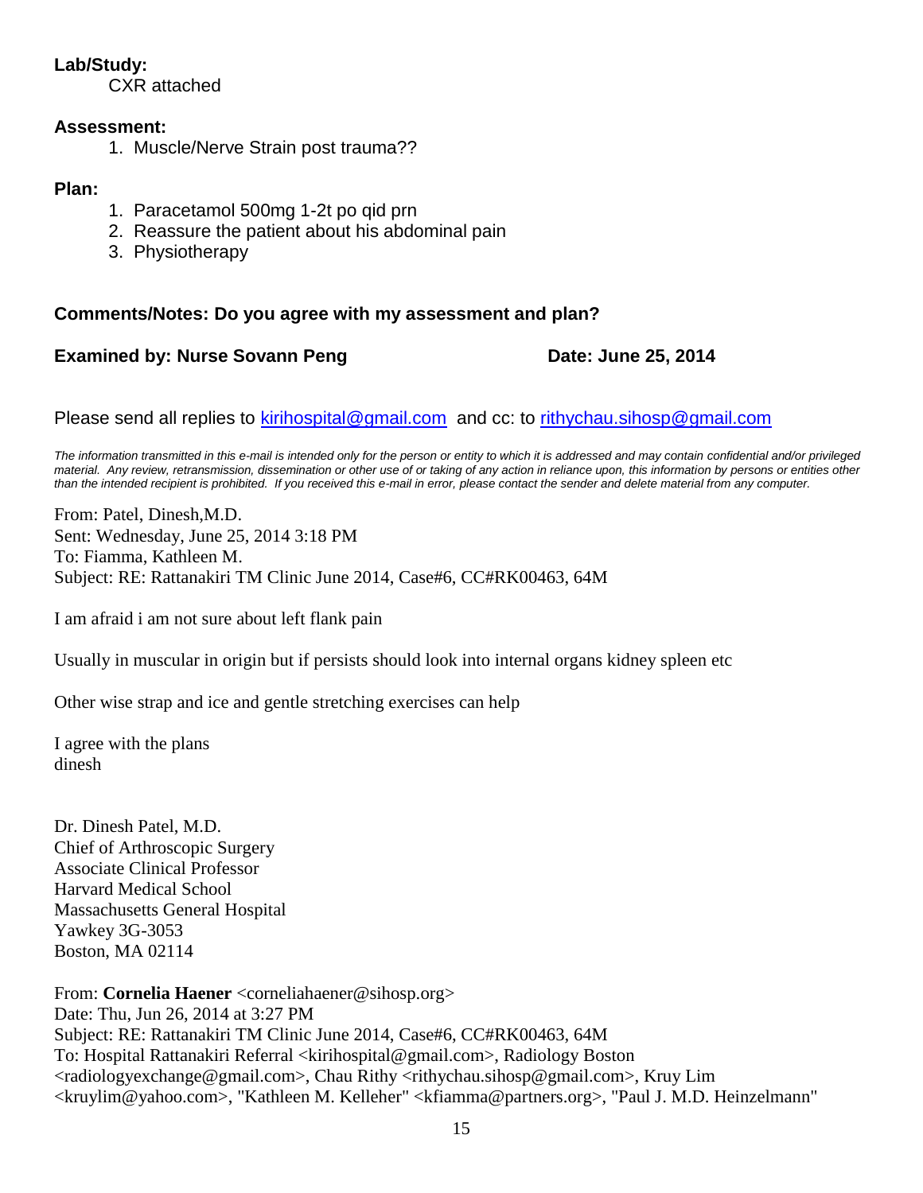**Lab/Study:**

CXR attached

**Assessment:**

1. Muscle/Nerve Strain post trauma??

**Plan:**

1. Paracetamol 500mg 1-2t po qid prn
2. Reassure the patient about his abdominal pain
3. Physiotherapy

**Comments/Notes: Do you agree with my assessment and plan?**

**Examined by: Nurse Sovann Peng** **Date: June 25, 2014**

Please send all replies to [kirihospital@gmail.com](mailto:kirihospital@gmail.com) and cc: to [rithychau.sihosp@gmail.com](mailto:rithychau.sihosp@gmail.com)

*The information transmitted in this e-mail is intended only for the person or entity to which it is addressed and may contain confidential and/or privileged material. Any review, retransmission, dissemination or other use of or taking of any action in reliance upon, this information by persons or entities other than the intended recipient is prohibited. If you received this e-mail in error, please contact the sender and delete material from any computer.*

From: Patel, Dinesh,M.D.
Sent: Wednesday, June 25, 2014 3:18 PM
To: Fiamma, Kathleen M.
Subject: RE: Rattanakiri TM Clinic June 2014, Case#6, CC#RK00463, 64M

I am afraid i am not sure about left flank pain

Usually in muscular in origin but if persists should look into internal organs kidney spleen etc

Other wise strap and ice and gentle stretching exercises can help

I agree with the plans
dinesh

Dr. Dinesh Patel, M.D.
Chief of Arthroscopic Surgery
Associate Clinical Professor
Harvard Medical School
Massachusetts General Hospital
Yawkey 3G-3053
Boston, MA 02114

From: **Cornelia Haener** <corneliahaener@sihosp.org>
Date: Thu, Jun 26, 2014 at 3:27 PM
Subject: RE: Rattanakiri TM Clinic June 2014, Case#6, CC#RK00463, 64M
To: Hospital Rattanakiri Referral <kirihospital@gmail.com>, Radiology Boston <radiologyexchange@gmail.com>, Chau Rithy <rithychau.sihosp@gmail.com>, Kruy Lim <kruylim@yahoo.com>, "Kathleen M. Kelleher" <kfiamma@partners.org>, "Paul J. M.D. Heinzelmann"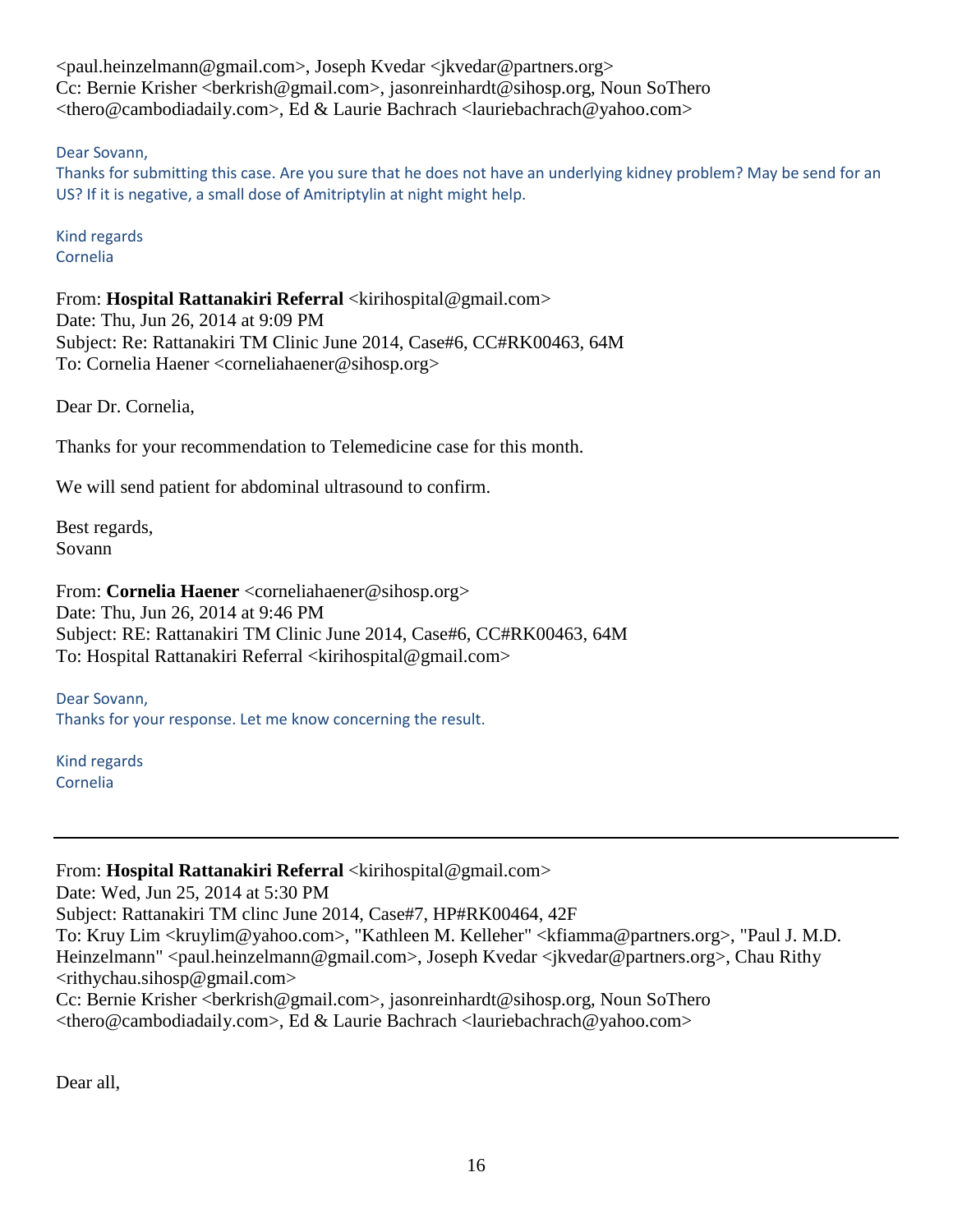<paul.heinzelmann@gmail.com>, Joseph Kvedar <jkvedar@partners.org>
Cc: Bernie Krisher <berkrish@gmail.com>, jasonreinhardt@sihosp.org, Noun SoThero <thero@cambodiadaily.com>, Ed & Laurie Bachrach <lauriebachrach@yahoo.com>

Dear Sovann,
Thanks for submitting this case. Are you sure that he does not have an underlying kidney problem? May be send for an US? If it is negative, a small dose of Amitriptylin at night might help.

Kind regards
Cornelia

From: **Hospital Rattanakiri Referral** <kirihospital@gmail.com>
Date: Thu, Jun 26, 2014 at 9:09 PM
Subject: Re: Rattanakiri TM Clinic June 2014, Case#6, CC#RK00463, 64M
To: Cornelia Haener <corneliahaener@sihosp.org>

Dear Dr. Cornelia,

Thanks for your recommendation to Telemedicine case for this month.

We will send patient for abdominal ultrasound to confirm.

Best regards,
Sovann

From: **Cornelia Haener** <corneliahaener@sihosp.org>
Date: Thu, Jun 26, 2014 at 9:46 PM
Subject: RE: Rattanakiri TM Clinic June 2014, Case#6, CC#RK00463, 64M
To: Hospital Rattanakiri Referral <kirihospital@gmail.com>

Dear Sovann,
Thanks for your response. Let me know concerning the result.

Kind regards
Cornelia

---

From: **Hospital Rattanakiri Referral** <kirihospital@gmail.com>
Date: Wed, Jun 25, 2014 at 5:30 PM
Subject: Rattanakiri TM clinc June 2014, Case#7, HP#RK00464, 42F
To: Kruy Lim <kruylim@yahoo.com>, "Kathleen M. Kelleher" <kfiamma@partners.org>, "Paul J. M.D. Heinzelmann" <paul.heinzelmann@gmail.com>, Joseph Kvedar <jkvedar@partners.org>, Chau Rithy <rithychau.sihosp@gmail.com>
Cc: Bernie Krisher <berkrish@gmail.com>, jasonreinhardt@sihosp.org, Noun SoThero <thero@cambodiadaily.com>, Ed & Laurie Bachrach <lauriebachrach@yahoo.com>

Dear all,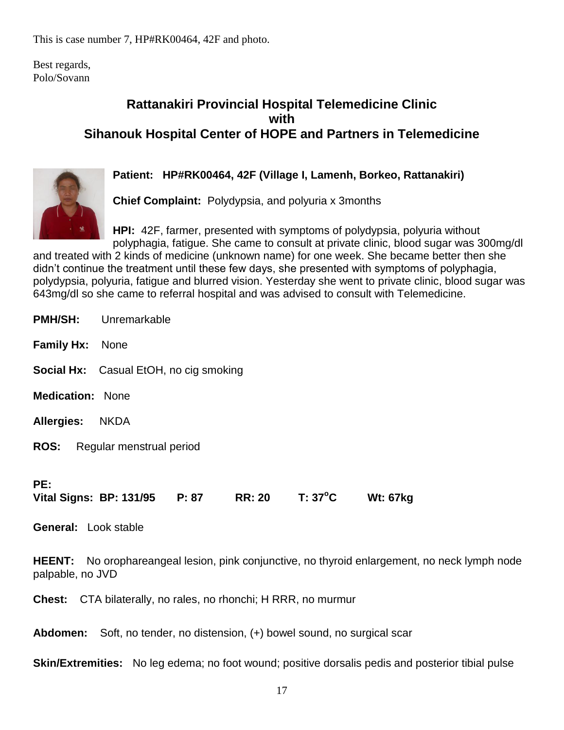This is case number 7, HP#RK00464, 42F and photo.

Best regards,
Polo/Sovann

## Rattanakiri Provincial Hospital Telemedicine Clinic with Sihanouk Hospital Center of HOPE and Partners in Telemedicine

**Patient: HP#RK00464, 42F (Village I, Lamenh, Borkeo, Rattanakiri)**

**Chief Complaint:** Polydypsia, and polyuria x 3months

**HPI:** 42F, farmer, presented with symptoms of polydypsia, polyuria without polyphagia, fatigue. She came to consult at private clinic, blood sugar was 300mg/dl and treated with 2 kinds of medicine (unknown name) for one week. She became better then she didn't continue the treatment until these few days, she presented with symptoms of polyphagia, polydypsia, polyuria, fatigue and blurred vision. Yesterday she went to private clinic, blood sugar was 643mg/dl so she came to referral hospital and was advised to consult with Telemedicine.

**PMH/SH:** Unremarkable

**Family Hx:** None

**Social Hx:** Casual EtOH, no cig smoking

**Medication:** None

**Allergies:** NKDA

**ROS:** Regular menstrual period

**PE:**

**Vital Signs: BP: 131/95 P: 87 RR: 20 T: 37°C Wt: 67kg**

**General:** Look stable

**HEENT:** No orophareangeal lesion, pink conjunctive, no thyroid enlargement, no neck lymph node palpable, no JVD

**Chest:** CTA bilaterally, no rales, no rhonchi; H RRR, no murmur

**Abdomen:** Soft, no tender, no distension, (+) bowel sound, no surgical scar

**Skin/Extremities:** No leg edema; no foot wound; positive dorsalis pedis and posterior tibial pulse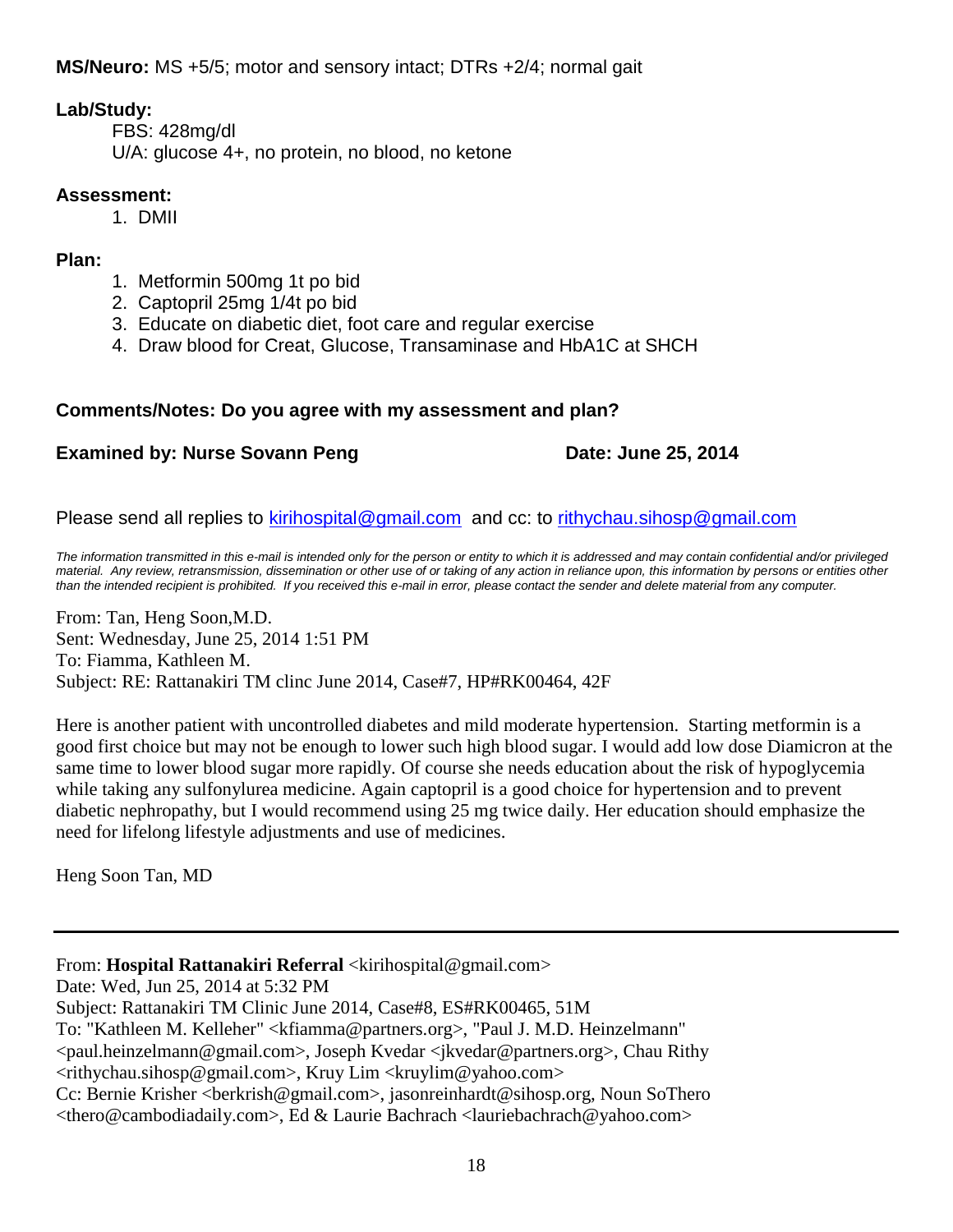**MS/Neuro:** MS +5/5; motor and sensory intact; DTRs +2/4; normal gait

**Lab/Study:**

FBS: 428mg/dl
U/A: glucose 4+, no protein, no blood, no ketone

**Assessment:**

1. DMII

**Plan:**

1. Metformin 500mg 1t po bid
2. Captopril 25mg 1/4t po bid
3. Educate on diabetic diet, foot care and regular exercise
4. Draw blood for Creat, Glucose, Transaminase and HbA1C at SHCH

**Comments/Notes: Do you agree with my assessment and plan?**

**Examined by: Nurse Sovann Peng** **Date: June 25, 2014**

Please send all replies to kirihospital@gmail.com and cc: to rithychau.sihosp@gmail.com

*The information transmitted in this e-mail is intended only for the person or entity to which it is addressed and may contain confidential and/or privileged material. Any review, retransmission, dissemination or other use of or taking of any action in reliance upon, this information by persons or entities other than the intended recipient is prohibited. If you received this e-mail in error, please contact the sender and delete material from any computer.*

From: Tan, Heng Soon,M.D.
Sent: Wednesday, June 25, 2014 1:51 PM
To: Fiamma, Kathleen M.
Subject: RE: Rattanakiri TM clinc June 2014, Case#7, HP#RK00464, 42F

Here is another patient with uncontrolled diabetes and mild moderate hypertension. Starting metformin is a good first choice but may not be enough to lower such high blood sugar. I would add low dose Diamicron at the same time to lower blood sugar more rapidly. Of course she needs education about the risk of hypoglycemia while taking any sulfonylurea medicine. Again captopril is a good choice for hypertension and to prevent diabetic nephropathy, but I would recommend using 25 mg twice daily. Her education should emphasize the need for lifelong lifestyle adjustments and use of medicines.

Heng Soon Tan, MD

---

From: **Hospital Rattanakiri Referral** <kirihospital@gmail.com>
Date: Wed, Jun 25, 2014 at 5:32 PM
Subject: Rattanakiri TM Clinic June 2014, Case#8, ES#RK00465, 51M
To: "Kathleen M. Kelleher" <kfiamma@partners.org>, "Paul J. M.D. Heinzelmann" <paul.heinzelmann@gmail.com>, Joseph Kvedar <jkvedar@partners.org>, Chau Rithy <rithychau.sihosp@gmail.com>, Kruy Lim <kruylim@yahoo.com>
Cc: Bernie Krisher <berkrish@gmail.com>, jasonreinhardt@sihosp.org, Noun SoThero <thero@cambodiadaily.com>, Ed & Laurie Bachrach <lauriebachrach@yahoo.com>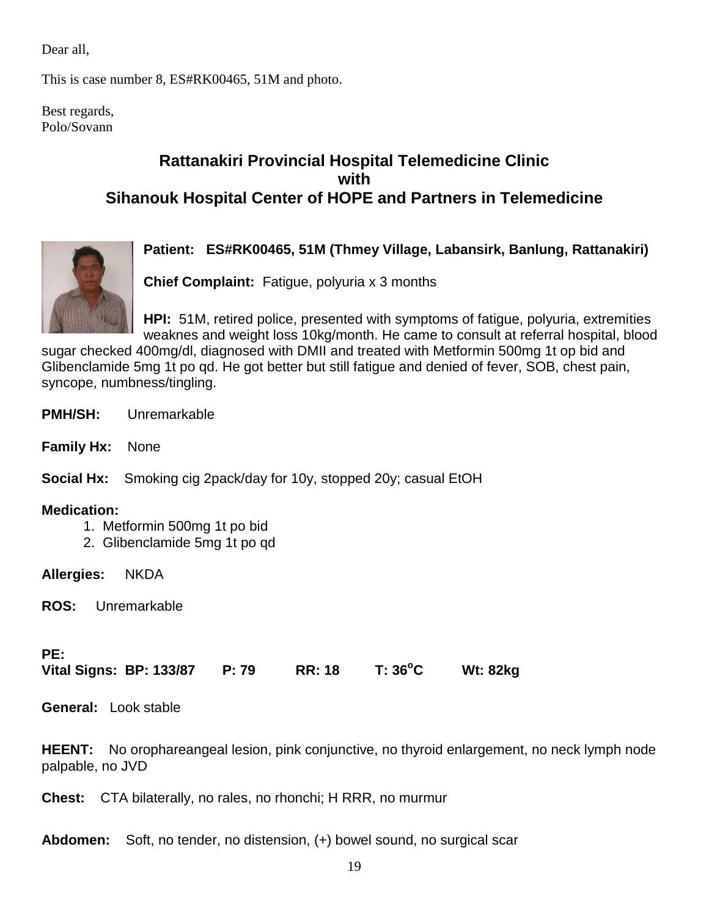Dear all,

This is case number 8, ES#RK00465, 51M and photo.

Best regards,
Polo/Sovann

## Rattanakiri Provincial Hospital Telemedicine Clinic
## with
## Sihanouk Hospital Center of HOPE and Partners in Telemedicine

**Patient: ES#RK00465, 51M (Thmey Village, Labansirk, Banlung, Rattanakiri)**

**Chief Complaint:** Fatigue, polyuria x 3 months

**HPI:** 51M, retired police, presented with symptoms of fatigue, polyuria, extremities weaknes and weight loss 10kg/month. He came to consult at referral hospital, blood sugar checked 400mg/dl, diagnosed with DMII and treated with Metformin 500mg 1t op bid and Glibenclamide 5mg 1t po qd. He got better but still fatigue and denied of fever, SOB, chest pain, syncope, numbness/tingling.

**PMH/SH:** Unremarkable

**Family Hx:** None

**Social Hx:** Smoking cig 2pack/day for 10y, stopped 20y; casual EtOH

**Medication:**

1. Metformin 500mg 1t po bid
2. Glibenclamide 5mg 1t po qd

**Allergies:** NKDA

**ROS:** Unremarkable

**PE:**
**Vital Signs: BP: 133/87 P: 79 RR: 18 T: 36°C Wt: 82kg**

**General:** Look stable

**HEENT:** No orophareangeal lesion, pink conjunctive, no thyroid enlargement, no neck lymph node palpable, no JVD

**Chest:** CTA bilaterally, no rales, no rhonchi; H RRR, no murmur

**Abdomen:** Soft, no tender, no distension, (+) bowel sound, no surgical scar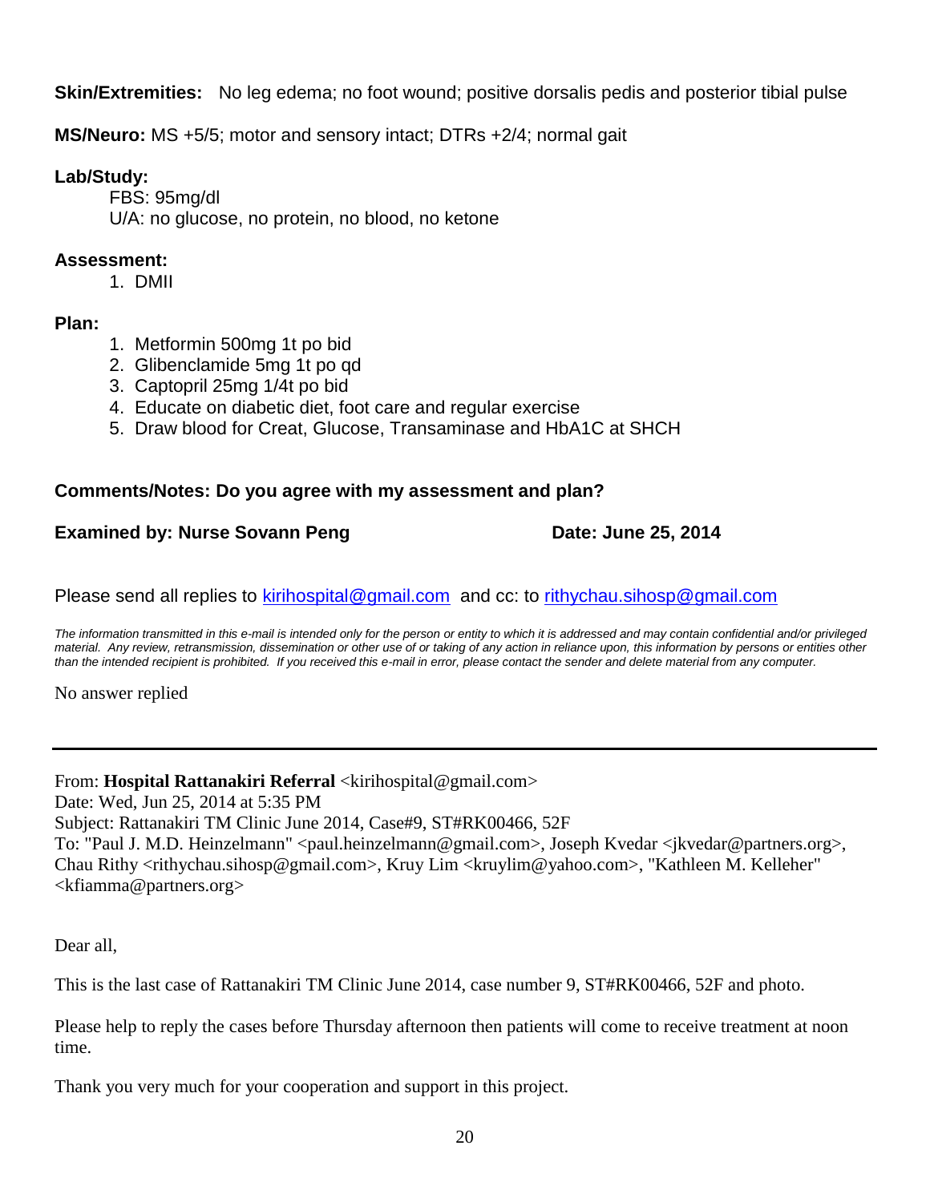**Skin/Extremities:** No leg edema; no foot wound; positive dorsalis pedis and posterior tibial pulse

**MS/Neuro:** MS +5/5; motor and sensory intact; DTRs +2/4; normal gait

**Lab/Study:**

FBS: 95mg/dl
U/A: no glucose, no protein, no blood, no ketone

**Assessment:**

1. DMII

**Plan:**

1. Metformin 500mg 1t po bid
2. Glibenclamide 5mg 1t po qd
3. Captopril 25mg 1/4t po bid
4. Educate on diabetic diet, foot care and regular exercise
5. Draw blood for Creat, Glucose, Transaminase and HbA1C at SHCH

**Comments/Notes: Do you agree with my assessment and plan?**

**Examined by: Nurse Sovann Peng** **Date: June 25, 2014**

Please send all replies to kirihospital@gmail.com and cc: to rithychau.sihosp@gmail.com

*The information transmitted in this e-mail is intended only for the person or entity to which it is addressed and may contain confidential and/or privileged material. Any review, retransmission, dissemination or other use of or taking of any action in reliance upon, this information by persons or entities other than the intended recipient is prohibited. If you received this e-mail in error, please contact the sender and delete material from any computer.*

No answer replied

---

From: **Hospital Rattanakiri Referral** <kirihospital@gmail.com>
Date: Wed, Jun 25, 2014 at 5:35 PM
Subject: Rattanakiri TM Clinic June 2014, Case#9, ST#RK00466, 52F
To: "Paul J. M.D. Heinzelmann" <paul.heinzelmann@gmail.com>, Joseph Kvedar <jkvedar@partners.org>, Chau Rithy <rithychau.sihosp@gmail.com>, Kruy Lim <kruylim@yahoo.com>, "Kathleen M. Kelleher" <kfiamma@partners.org>

Dear all,

This is the last case of Rattanakiri TM Clinic June 2014, case number 9, ST#RK00466, 52F and photo.

Please help to reply the cases before Thursday afternoon then patients will come to receive treatment at noon time.

Thank you very much for your cooperation and support in this project.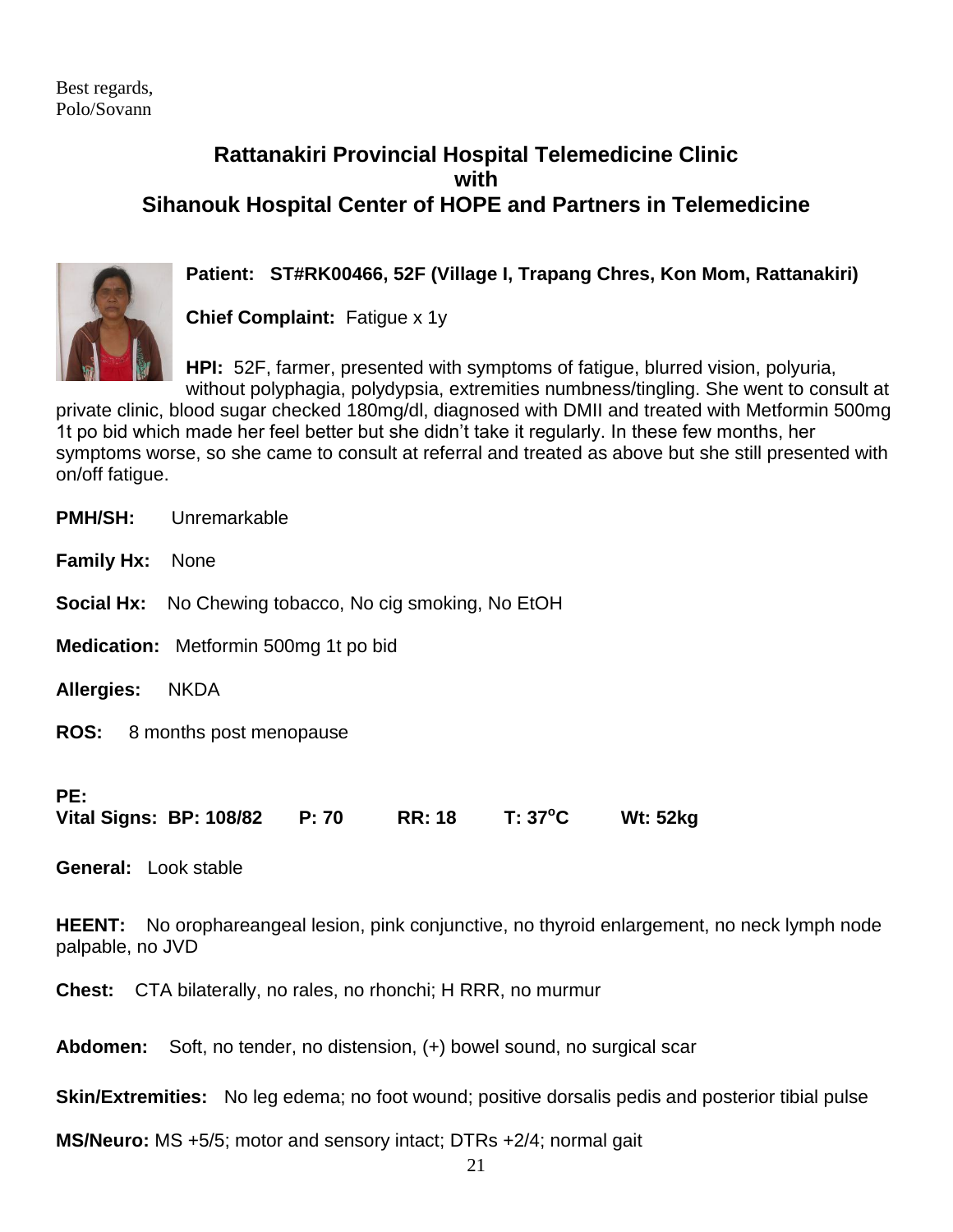Best regards,
Polo/Sovann

## Rattanakiri Provincial Hospital Telemedicine Clinic
## with
## Sihanouk Hospital Center of HOPE and Partners in Telemedicine

**Patient: ST#RK00466, 52F (Village I, Trapang Chres, Kon Mom, Rattanakiri)**

**Chief Complaint:** Fatigue x 1y

**HPI:** 52F, farmer, presented with symptoms of fatigue, blurred vision, polyuria, without polyphagia, polydypsia, extremities numbness/tingling. She went to consult at private clinic, blood sugar checked 180mg/dl, diagnosed with DMII and treated with Metformin 500mg 1t po bid which made her feel better but she didn't take it regularly. In these few months, her symptoms worse, so she came to consult at referral and treated as above but she still presented with on/off fatigue.

**PMH/SH:** Unremarkable

**Family Hx:** None

**Social Hx:** No Chewing tobacco, No cig smoking, No EtOH

**Medication:** Metformin 500mg 1t po bid

**Allergies:** NKDA

**ROS:** 8 months post menopause

**PE:**
**Vital Signs: BP: 108/82 P: 70 RR: 18 T: 37°C Wt: 52kg**

**General:** Look stable

**HEENT:** No orophareangeal lesion, pink conjunctive, no thyroid enlargement, no neck lymph node palpable, no JVD

**Chest:** CTA bilaterally, no rales, no rhonchi; H RRR, no murmur

**Abdomen:** Soft, no tender, no distension, (+) bowel sound, no surgical scar

**Skin/Extremities:** No leg edema; no foot wound; positive dorsalis pedis and posterior tibial pulse

**MS/Neuro:** MS +5/5; motor and sensory intact; DTRs +2/4; normal gait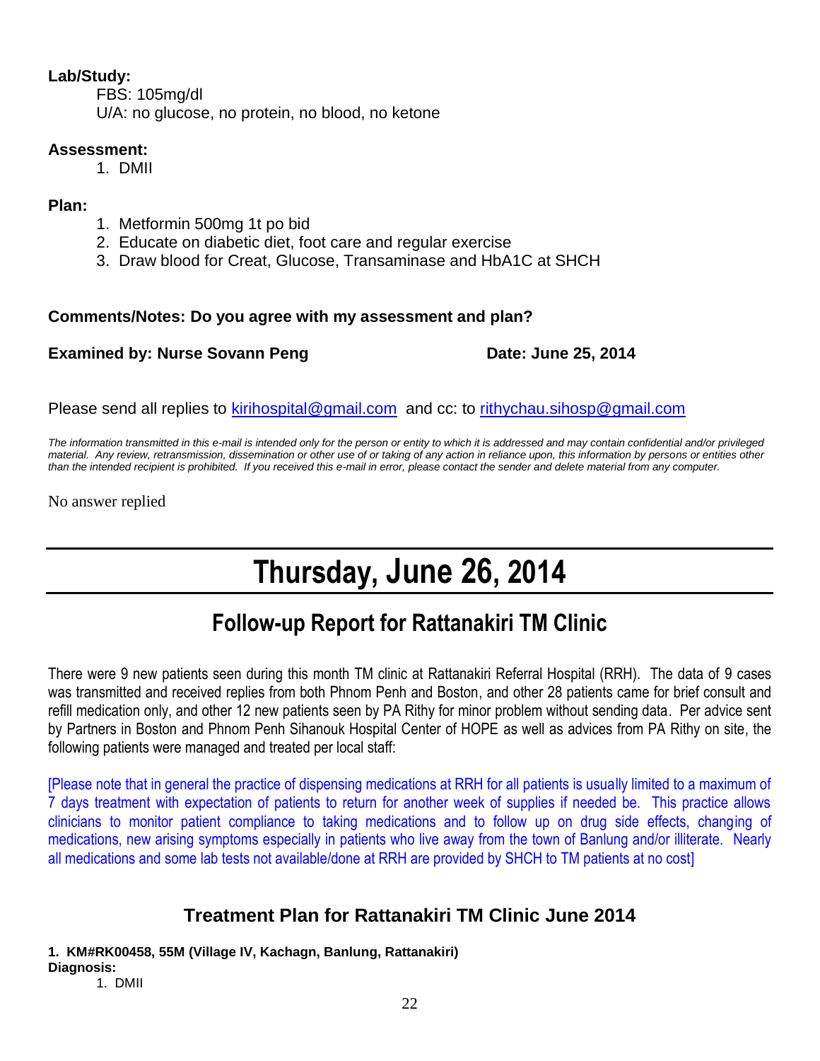**Lab/Study:**

FBS: 105mg/dl
U/A: no glucose, no protein, no blood, no ketone

**Assessment:**

1. DMII

**Plan:**

1. Metformin 500mg 1t po bid
2. Educate on diabetic diet, foot care and regular exercise
3. Draw blood for Creat, Glucose, Transaminase and HbA1C at SHCH

**Comments/Notes: Do you agree with my assessment and plan?**

**Examined by: Nurse Sovann Peng** **Date: June 25, 2014**

Please send all replies to kirihospital@gmail.com and cc: to rithychau.sihosp@gmail.com

*The information transmitted in this e-mail is intended only for the person or entity to which it is addressed and may contain confidential and/or privileged material. Any review, retransmission, dissemination or other use of or taking of any action in reliance upon, this information by persons or entities other than the intended recipient is prohibited. If you received this e-mail in error, please contact the sender and delete material from any computer.*

No answer replied

# Thursday, June 26, 2014

## Follow-up Report for Rattanakiri TM Clinic

There were 9 new patients seen during this month TM clinic at Rattanakiri Referral Hospital (RRH). The data of 9 cases was transmitted and received replies from both Phnom Penh and Boston, and other 28 patients came for brief consult and refill medication only, and other 12 new patients seen by PA Rithy for minor problem without sending data. Per advice sent by Partners in Boston and Phnom Penh Sihanouk Hospital Center of HOPE as well as advices from PA Rithy on site, the following patients were managed and treated per local staff:

[Please note that in general the practice of dispensing medications at RRH for all patients is usually limited to a maximum of 7 days treatment with expectation of patients to return for another week of supplies if needed be. This practice allows clinicians to monitor patient compliance to taking medications and to follow up on drug side effects, changing of medications, new arising symptoms especially in patients who live away from the town of Banlung and/or illiterate. Nearly all medications and some lab tests not available/done at RRH are provided by SHCH to TM patients at no cost]

### Treatment Plan for Rattanakiri TM Clinic June 2014

**1. KM#RK00458, 55M (Village IV, Kachagn, Banlung, Rattanakiri)**
**Diagnosis:**

1. DMII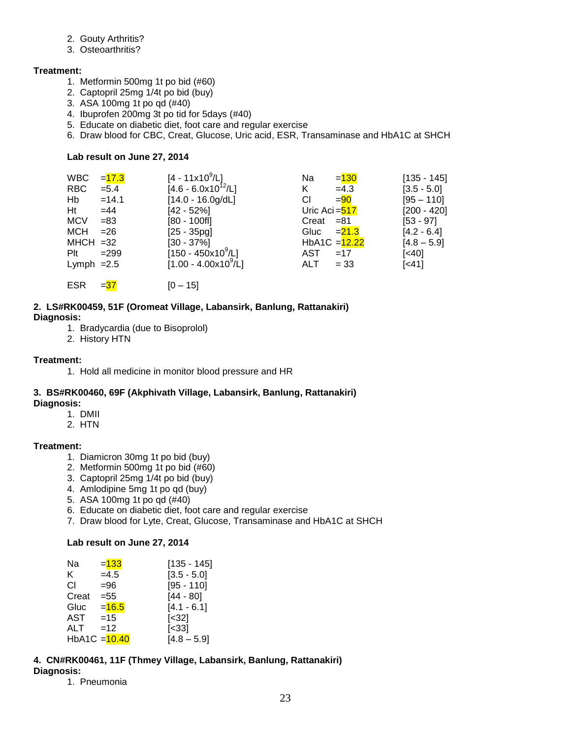2. Gouty Arthritis?
3. Osteoarthritis?

**Treatment:**

1. Metformin 500mg 1t po bid (#60)
2. Captopril 25mg 1/4t po bid (buy)
3. ASA 100mg 1t po qd (#40)
4. Ibuprofen 200mg 3t po tid for 5days (#40)
5. Educate on diabetic diet, foot care and regular exercise
6. Draw blood for CBC, Creat, Glucose, Uric acid, ESR, Transaminase and HbA1C at SHCH

**Lab result on June 27, 2014**

| | | | | | |
|---|---|---|---|---|---|
| WBC | =17.3 | [4 - 11x10$^9$/L] | Na | =130 | [135 - 145] |
| RBC | =5.4 | [4.6 - 6.0x10$^{12}$/L] | K | =4.3 | [3.5 - 5.0] |
| Hb | =14.1 | [14.0 - 16.0g/dL] | Cl | =90 | [95 – 110] |
| Ht | =44 | [42 - 52%] | Uric Aci | =517 | [200 - 420] |
| MCV | =83 | [80 - 100fl] | Creat | =81 | [53 - 97] |
| MCH | =26 | [25 - 35pg] | Gluc | =21.3 | [4.2 - 6.4] |
| MHCH | =32 | [30 - 37%] | HbA1C | =12.22 | [4.8 – 5.9] |
| Plt | =299 | [150 - 450x10$^9$/L] | AST | =17 | [<40] |
| Lymph | =2.5 | [1.00 - 4.00x10$^9$/L] | ALT | = 33 | [<41] |
| ESR | =37 | [0 – 15] | | | |

**2. LS#RK00459, 51F (Oromeat Village, Labansirk, Banlung, Rattanakiri)**

**Diagnosis:**

1. Bradycardia (due to Bisoprolol)
2. History HTN

**Treatment:**

1. Hold all medicine in monitor blood pressure and HR

**3. BS#RK00460, 69F (Akphivath Village, Labansirk, Banlung, Rattanakiri)**

**Diagnosis:**

1. DMII
2. HTN

**Treatment:**

1. Diamicron 30mg 1t po bid (buy)
2. Metformin 500mg 1t po bid (#60)
3. Captopril 25mg 1/4t po bid (buy)
4. Amlodipine 5mg 1t po qd (buy)
5. ASA 100mg 1t po qd (#40)
6. Educate on diabetic diet, foot care and regular exercise
7. Draw blood for Lyte, Creat, Glucose, Transaminase and HbA1C at SHCH

**Lab result on June 27, 2014**

| | | |
|---|---|---|
| Na | =133 | [135 - 145] |
| K | =4.5 | [3.5 - 5.0] |
| Cl | =96 | [95 - 110] |
| Creat | =55 | [44 - 80] |
| Gluc | =16.5 | [4.1 - 6.1] |
| AST | =15 | [<32] |
| ALT | =12 | [<33] |
| HbA1C | =10.40 | [4.8 – 5.9] |

**4. CN#RK00461, 11F (Thmey Village, Labansirk, Banlung, Rattanakiri)**

**Diagnosis:**

1. Pneumonia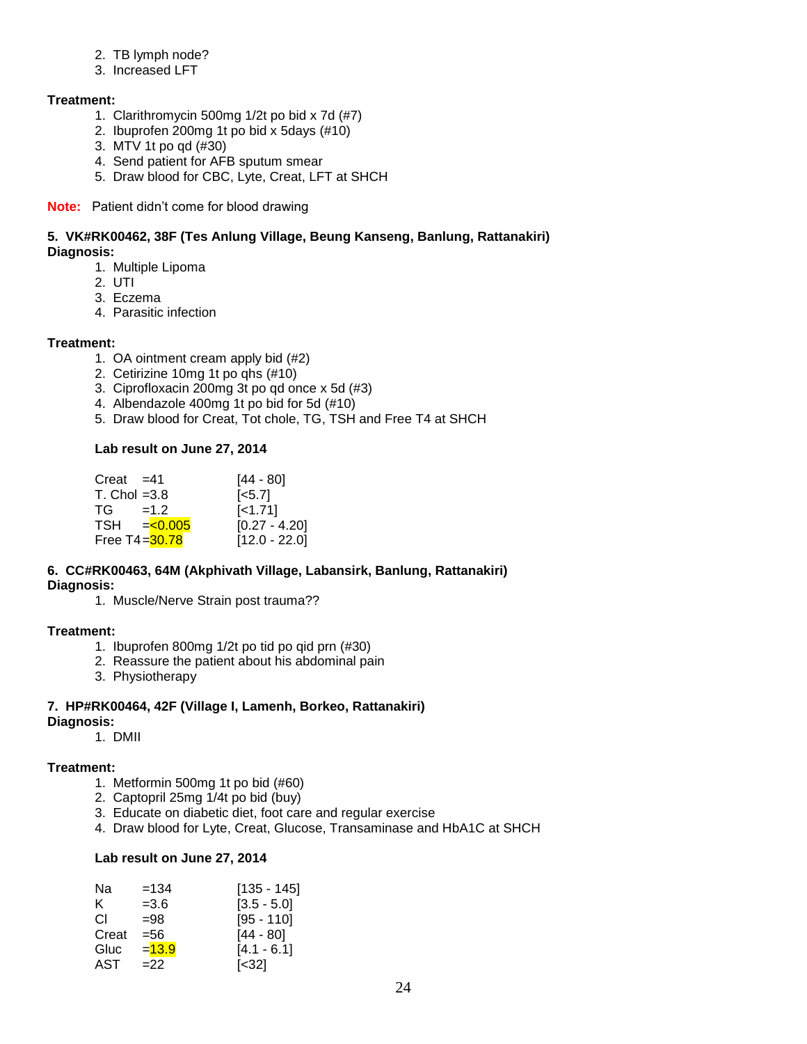2. TB lymph node?
3. Increased LFT

**Treatment:**

1. Clarithromycin 500mg 1/2t po bid x 7d (#7)
2. Ibuprofen 200mg 1t po bid x 5days (#10)
3. MTV 1t po qd (#30)
4. Send patient for AFB sputum smear
5. Draw blood for CBC, Lyte, Creat, LFT at SHCH

**Note:** Patient didn't come for blood drawing

**5. VK#RK00462, 38F (Tes Anlung Village, Beung Kanseng, Banlung, Rattanakiri)**

**Diagnosis:**

1. Multiple Lipoma
2. UTI
3. Eczema
4. Parasitic infection

**Treatment:**

1. OA ointment cream apply bid (#2)
2. Cetirizine 10mg 1t po qhs (#10)
3. Ciprofloxacin 200mg 3t po qd once x 5d (#3)
4. Albendazole 400mg 1t po bid for 5d (#10)
5. Draw blood for Creat, Tot chole, TG, TSH and Free T4 at SHCH

**Lab result on June 27, 2014**

| Test | Result | Reference |
|---|---|---|
| Creat | =41 | [44 - 80] |
| T. Chol | =3.8 | [<5.7] |
| TG | =1.2 | [<1.71] |
| TSH | =<0.005 | [0.27 - 4.20] |
| Free T4 | =30.78 | [12.0 - 22.0] |

**6. CC#RK00463, 64M (Akphivath Village, Labansirk, Banlung, Rattanakiri)**

**Diagnosis:**

1. Muscle/Nerve Strain post trauma??

**Treatment:**

1. Ibuprofen 800mg 1/2t po tid po qid prn (#30)
2. Reassure the patient about his abdominal pain
3. Physiotherapy

**7. HP#RK00464, 42F (Village I, Lamenh, Borkeo, Rattanakiri)**

**Diagnosis:**

1. DMII

**Treatment:**

1. Metformin 500mg 1t po bid (#60)
2. Captopril 25mg 1/4t po bid (buy)
3. Educate on diabetic diet, foot care and regular exercise
4. Draw blood for Lyte, Creat, Glucose, Transaminase and HbA1C at SHCH

**Lab result on June 27, 2014**

| Test | Result | Reference |
|---|---|---|
| Na | =134 | [135 - 145] |
| K | =3.6 | [3.5 - 5.0] |
| Cl | =98 | [95 - 110] |
| Creat | =56 | [44 - 80] |
| Gluc | =13.9 | [4.1 - 6.1] |
| AST | =22 | [<32] |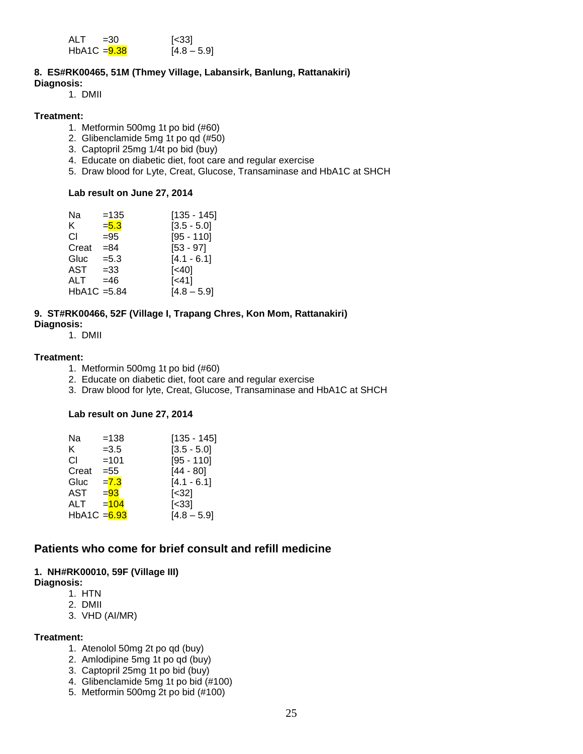ALT =30 [<33]
HbA1C =9.38 [4.8 – 5.9]

**8. ES#RK00465, 51M (Thmey Village, Labansirk, Banlung, Rattanakiri)**
**Diagnosis:**

1. DMII

**Treatment:**

1. Metformin 500mg 1t po bid (#60)
2. Glibenclamide 5mg 1t po qd (#50)
3. Captopril 25mg 1/4t po bid (buy)
4. Educate on diabetic diet, foot care and regular exercise
5. Draw blood for Lyte, Creat, Glucose, Transaminase and HbA1C at SHCH

**Lab result on June 27, 2014**

| | | |
|---|---|---|
| Na | =135 | [135 - 145] |
| K | =5.3 | [3.5 - 5.0] |
| Cl | =95 | [95 - 110] |
| Creat | =84 | [53 - 97] |
| Gluc | =5.3 | [4.1 - 6.1] |
| AST | =33 | [<40] |
| ALT | =46 | [<41] |
| HbA1C | =5.84 | [4.8 – 5.9] |

**9. ST#RK00466, 52F (Village I, Trapang Chres, Kon Mom, Rattanakiri)**
**Diagnosis:**

1. DMII

**Treatment:**

1. Metformin 500mg 1t po bid (#60)
2. Educate on diabetic diet, foot care and regular exercise
3. Draw blood for lyte, Creat, Glucose, Transaminase and HbA1C at SHCH

**Lab result on June 27, 2014**

| | | |
|---|---|---|
| Na | =138 | [135 - 145] |
| K | =3.5 | [3.5 - 5.0] |
| Cl | =101 | [95 - 110] |
| Creat | =55 | [44 - 80] |
| Gluc | =7.3 | [4.1 - 6.1] |
| AST | =93 | [<32] |
| ALT | =104 | [<33] |
| HbA1C | =6.93 | [4.8 – 5.9] |

## Patients who come for brief consult and refill medicine

**1. NH#RK00010, 59F (Village III)**
**Diagnosis:**

1. HTN
2. DMII
3. VHD (AI/MR)

**Treatment:**

1. Atenolol 50mg 2t po qd (buy)
2. Amlodipine 5mg 1t po qd (buy)
3. Captopril 25mg 1t po bid (buy)
4. Glibenclamide 5mg 1t po bid (#100)
5. Metformin 500mg 2t po bid (#100)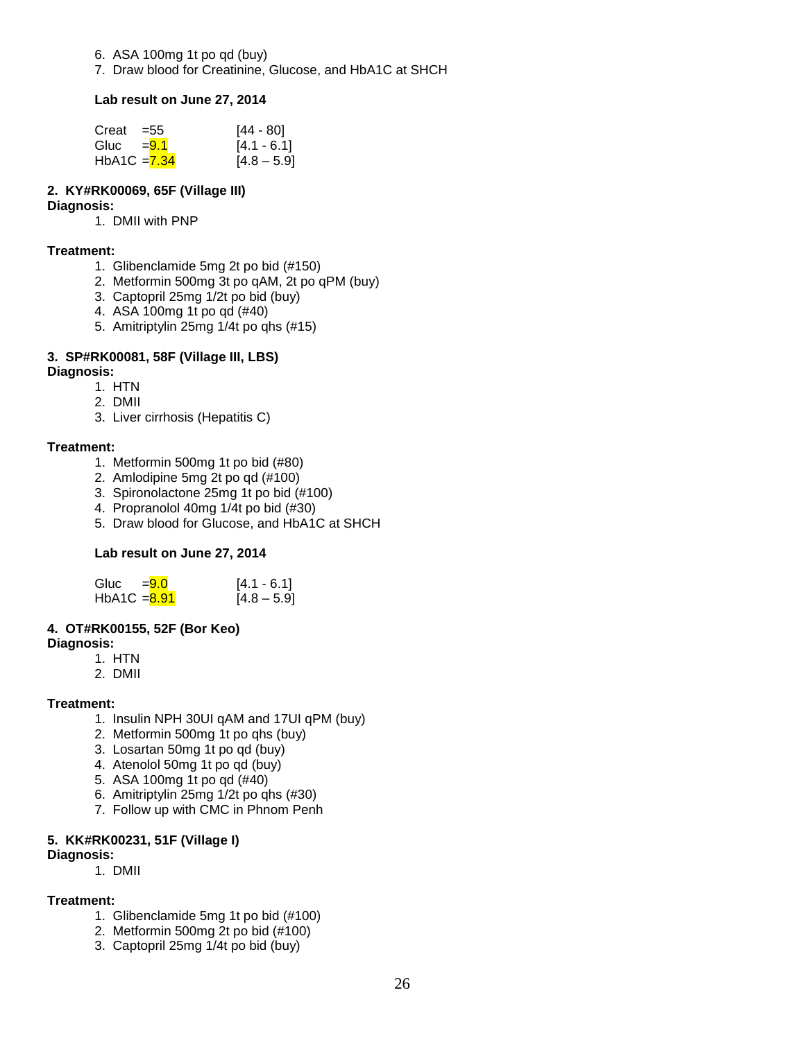6. ASA 100mg 1t po qd (buy)
7. Draw blood for Creatinine, Glucose, and HbA1C at SHCH

**Lab result on June 27, 2014**

| | | |
|---|---|---|
| Creat | =55 | [44 - 80] |
| Gluc | =9.1 | [4.1 - 6.1] |
| HbA1C | =7.34 | [4.8 – 5.9] |

**2. KY#RK00069, 65F (Village III)**

**Diagnosis:**

1. DMII with PNP

**Treatment:**

1. Glibenclamide 5mg 2t po bid (#150)
2. Metformin 500mg 3t po qAM, 2t po qPM (buy)
3. Captopril 25mg 1/2t po bid (buy)
4. ASA 100mg 1t po qd (#40)
5. Amitriptylin 25mg 1/4t po qhs (#15)

**3. SP#RK00081, 58F (Village III, LBS)**

**Diagnosis:**

1. HTN
2. DMII
3. Liver cirrhosis (Hepatitis C)

**Treatment:**

1. Metformin 500mg 1t po bid (#80)
2. Amlodipine 5mg 2t po qd (#100)
3. Spironolactone 25mg 1t po bid (#100)
4. Propranolol 40mg 1/4t po bid (#30)
5. Draw blood for Glucose, and HbA1C at SHCH

**Lab result on June 27, 2014**

| | | |
|---|---|---|
| Gluc | =9.0 | [4.1 - 6.1] |
| HbA1C | =8.91 | [4.8 – 5.9] |

**4. OT#RK00155, 52F (Bor Keo)**

**Diagnosis:**

1. HTN
2. DMII

**Treatment:**

1. Insulin NPH 30UI qAM and 17UI qPM (buy)
2. Metformin 500mg 1t po qhs (buy)
3. Losartan 50mg 1t po qd (buy)
4. Atenolol 50mg 1t po qd (buy)
5. ASA 100mg 1t po qd (#40)
6. Amitriptylin 25mg 1/2t po qhs (#30)
7. Follow up with CMC in Phnom Penh

**5. KK#RK00231, 51F (Village I)**

**Diagnosis:**

1. DMII

**Treatment:**

1. Glibenclamide 5mg 1t po bid (#100)
2. Metformin 500mg 2t po bid (#100)
3. Captopril 25mg 1/4t po bid (buy)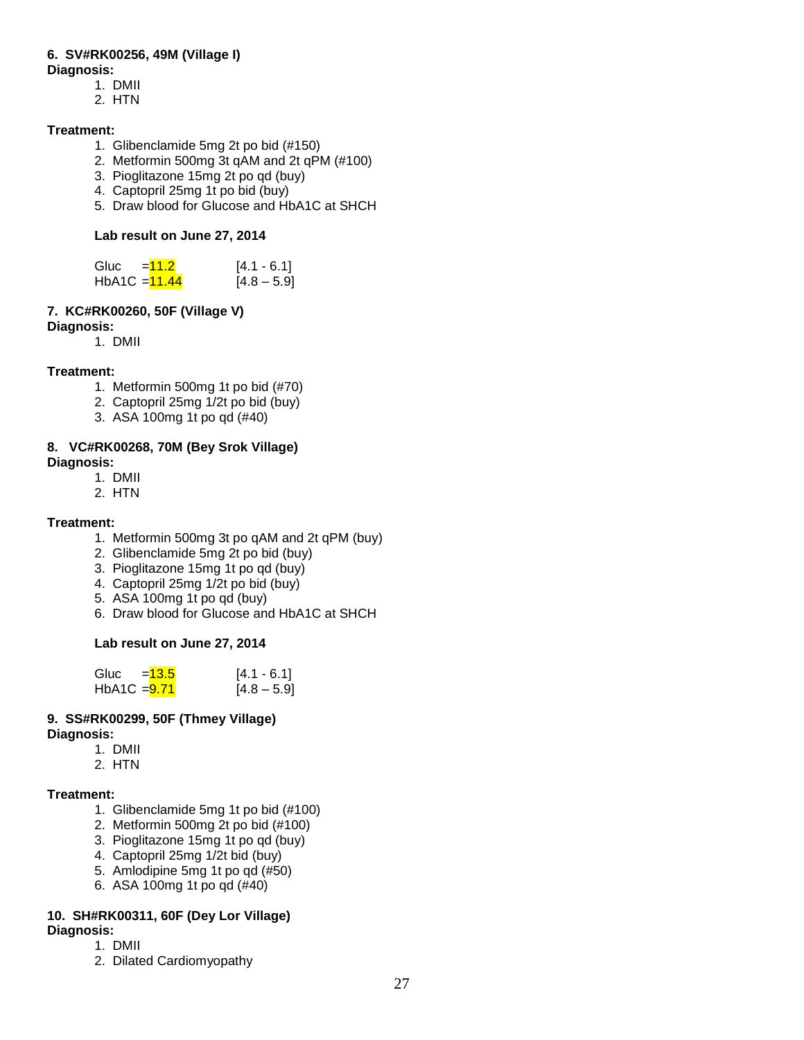**6. SV#RK00256, 49M (Village I)**
**Diagnosis:**

1. DMII
2. HTN

**Treatment:**

1. Glibenclamide 5mg 2t po bid (#150)
2. Metformin 500mg 3t qAM and 2t qPM (#100)
3. Pioglitazone 15mg 2t po qd (buy)
4. Captopril 25mg 1t po bid (buy)
5. Draw blood for Glucose and HbA1C at SHCH

**Lab result on June 27, 2014**

| | | |
|---|---|---|
| Gluc | =11.2 | [4.1 - 6.1] |
| HbA1C | =11.44 | [4.8 – 5.9] |

**7. KC#RK00260, 50F (Village V)**
**Diagnosis:**

1. DMII

**Treatment:**

1. Metformin 500mg 1t po bid (#70)
2. Captopril 25mg 1/2t po bid (buy)
3. ASA 100mg 1t po qd (#40)

**8. VC#RK00268, 70M (Bey Srok Village)**
**Diagnosis:**

1. DMII
2. HTN

**Treatment:**

1. Metformin 500mg 3t po qAM and 2t qPM (buy)
2. Glibenclamide 5mg 2t po bid (buy)
3. Pioglitazone 15mg 1t po qd (buy)
4. Captopril 25mg 1/2t po bid (buy)
5. ASA 100mg 1t po qd (buy)
6. Draw blood for Glucose and HbA1C at SHCH

**Lab result on June 27, 2014**

| | | |
|---|---|---|
| Gluc | =13.5 | [4.1 - 6.1] |
| HbA1C | =9.71 | [4.8 – 5.9] |

**9. SS#RK00299, 50F (Thmey Village)**
**Diagnosis:**

1. DMII
2. HTN

**Treatment:**

1. Glibenclamide 5mg 1t po bid (#100)
2. Metformin 500mg 2t po bid (#100)
3. Pioglitazone 15mg 1t po qd (buy)
4. Captopril 25mg 1/2t bid (buy)
5. Amlodipine 5mg 1t po qd (#50)
6. ASA 100mg 1t po qd (#40)

**10. SH#RK00311, 60F (Dey Lor Village)**
**Diagnosis:**

1. DMII
2. Dilated Cardiomyopathy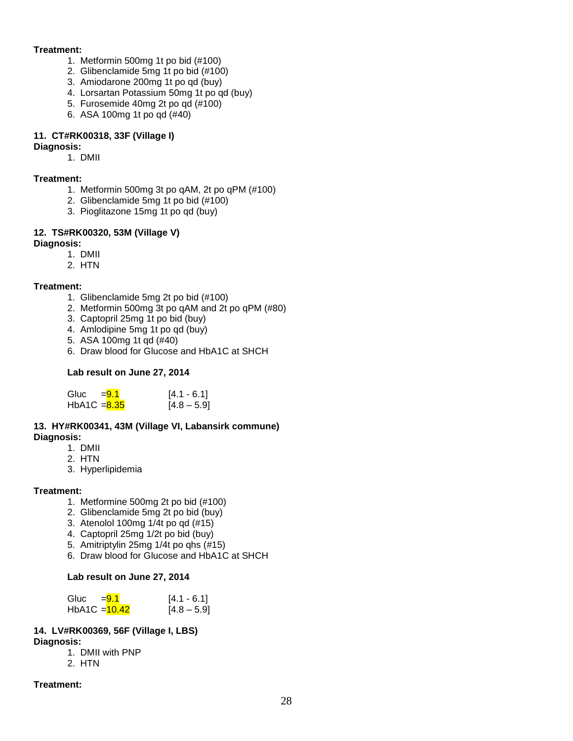**Treatment:**

1. Metformin 500mg 1t po bid (#100)
2. Glibenclamide 5mg 1t po bid (#100)
3. Amiodarone 200mg 1t po qd (buy)
4. Lorsartan Potassium 50mg 1t po qd (buy)
5. Furosemide 40mg 2t po qd (#100)
6. ASA 100mg 1t po qd (#40)

**11. CT#RK00318, 33F (Village I)**

**Diagnosis:**

1. DMII

**Treatment:**

1. Metformin 500mg 3t po qAM, 2t po qPM (#100)
2. Glibenclamide 5mg 1t po bid (#100)
3. Pioglitazone 15mg 1t po qd (buy)

**12. TS#RK00320, 53M (Village V)**

**Diagnosis:**

1. DMII
2. HTN

**Treatment:**

1. Glibenclamide 5mg 2t po bid (#100)
2. Metformin 500mg 3t po qAM and 2t po qPM (#80)
3. Captopril 25mg 1t po bid (buy)
4. Amlodipine 5mg 1t po qd (buy)
5. ASA 100mg 1t qd (#40)
6. Draw blood for Glucose and HbA1C at SHCH

**Lab result on June 27, 2014**

| | | |
|---|---|---|
| Gluc | =9.1 | [4.1 - 6.1] |
| HbA1C | =8.35 | [4.8 – 5.9] |

**13. HY#RK00341, 43M (Village VI, Labansirk commune)**

**Diagnosis:**

1. DMII
2. HTN
3. Hyperlipidemia

**Treatment:**

1. Metformine 500mg 2t po bid (#100)
2. Glibenclamide 5mg 2t po bid (buy)
3. Atenolol 100mg 1/4t po qd (#15)
4. Captopril 25mg 1/2t po bid (buy)
5. Amitriptylin 25mg 1/4t po qhs (#15)
6. Draw blood for Glucose and HbA1C at SHCH

**Lab result on June 27, 2014**

| | | |
|---|---|---|
| Gluc | =9.1 | [4.1 - 6.1] |
| HbA1C | =10.42 | [4.8 – 5.9] |

**14. LV#RK00369, 56F (Village I, LBS)**

**Diagnosis:**

1. DMII with PNP
2. HTN

**Treatment:**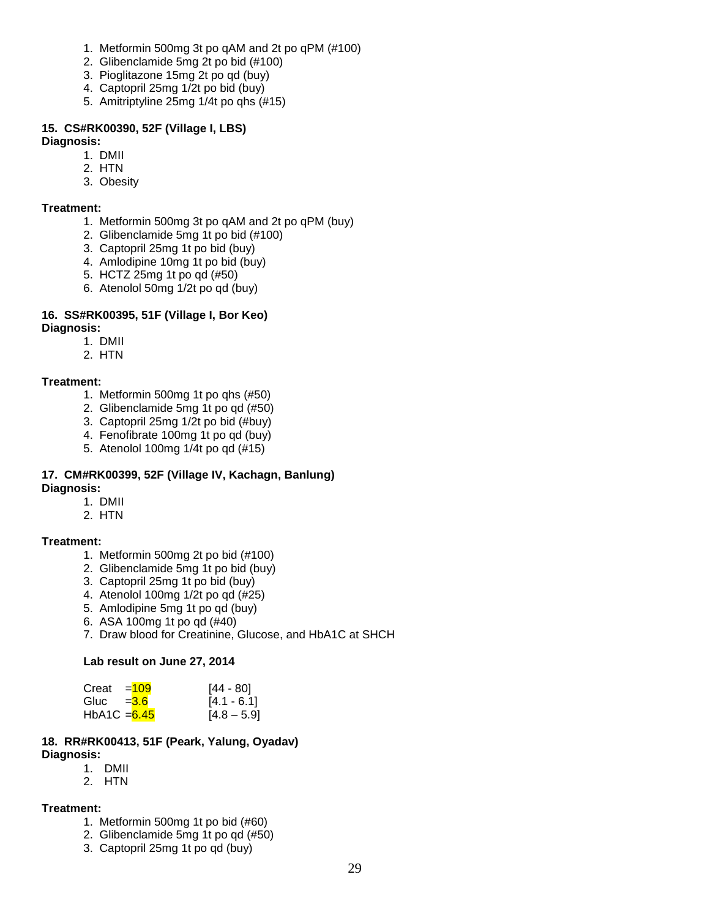1. Metformin 500mg 3t po qAM and 2t po qPM (#100)
2. Glibenclamide 5mg 2t po bid (#100)
3. Pioglitazone 15mg 2t po qd (buy)
4. Captopril 25mg 1/2t po bid (buy)
5. Amitriptyline 25mg 1/4t po qhs (#15)

**15. CS#RK00390, 52F (Village I, LBS)**

**Diagnosis:**

1. DMII
2. HTN
3. Obesity

**Treatment:**

1. Metformin 500mg 3t po qAM and 2t po qPM (buy)
2. Glibenclamide 5mg 1t po bid (#100)
3. Captopril 25mg 1t po bid (buy)
4. Amlodipine 10mg 1t po bid (buy)
5. HCTZ 25mg 1t po qd (#50)
6. Atenolol 50mg 1/2t po qd (buy)

**16. SS#RK00395, 51F (Village I, Bor Keo)**

**Diagnosis:**

1. DMII
2. HTN

**Treatment:**

1. Metformin 500mg 1t po qhs (#50)
2. Glibenclamide 5mg 1t po qd (#50)
3. Captopril 25mg 1/2t po bid (#buy)
4. Fenofibrate 100mg 1t po qd (buy)
5. Atenolol 100mg 1/4t po qd (#15)

**17. CM#RK00399, 52F (Village IV, Kachagn, Banlung)**

**Diagnosis:**

1. DMII
2. HTN

**Treatment:**

1. Metformin 500mg 2t po bid (#100)
2. Glibenclamide 5mg 1t po bid (buy)
3. Captopril 25mg 1t po bid (buy)
4. Atenolol 100mg 1/2t po qd (#25)
5. Amlodipine 5mg 1t po qd (buy)
6. ASA 100mg 1t po qd (#40)
7. Draw blood for Creatinine, Glucose, and HbA1C at SHCH

**Lab result on June 27, 2014**

| | | |
|---|---|---|
| Creat | =109 | [44 - 80] |
| Gluc | =3.6 | [4.1 - 6.1] |
| HbA1C | =6.45 | [4.8 – 5.9] |

**18. RR#RK00413, 51F (Peark, Yalung, Oyadav)**

**Diagnosis:**

1. DMII
2. HTN

**Treatment:**

1. Metformin 500mg 1t po bid (#60)
2. Glibenclamide 5mg 1t po qd (#50)
3. Captopril 25mg 1t po qd (buy)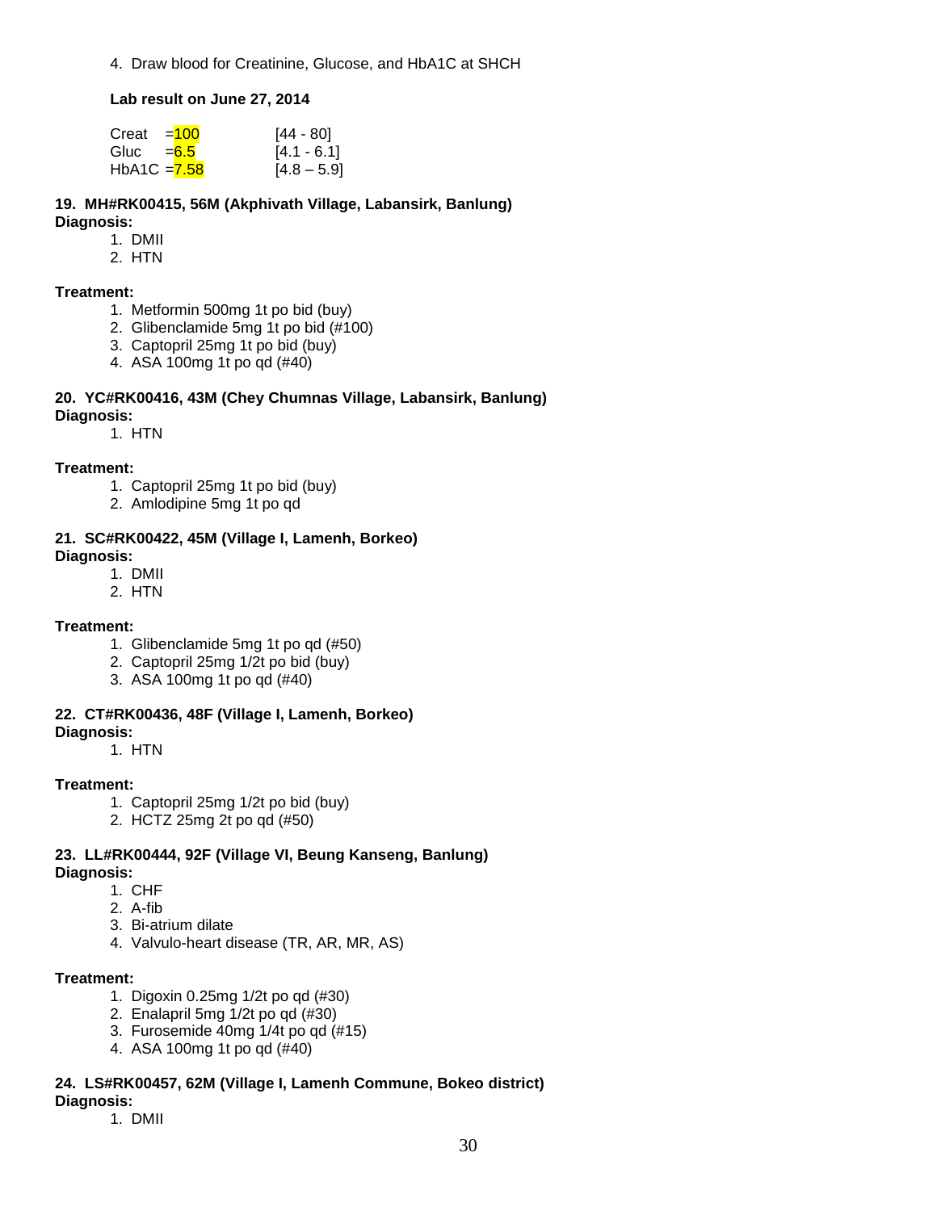4. Draw blood for Creatinine, Glucose, and HbA1C at SHCH

**Lab result on June 27, 2014**

| | | |
|---|---|---|
| Creat | =100 | [44 - 80] |
| Gluc | =6.5 | [4.1 - 6.1] |
| HbA1C | =7.58 | [4.8 – 5.9] |

**19. MH#RK00415, 56M (Akphivath Village, Labansirk, Banlung)**
**Diagnosis:**

1. DMII
2. HTN

**Treatment:**

1. Metformin 500mg 1t po bid (buy)
2. Glibenclamide 5mg 1t po bid (#100)
3. Captopril 25mg 1t po bid (buy)
4. ASA 100mg 1t po qd (#40)

**20. YC#RK00416, 43M (Chey Chumnas Village, Labansirk, Banlung)**
**Diagnosis:**

1. HTN

**Treatment:**

1. Captopril 25mg 1t po bid (buy)
2. Amlodipine 5mg 1t po qd

**21. SC#RK00422, 45M (Village I, Lamenh, Borkeo)**
**Diagnosis:**

1. DMII
2. HTN

**Treatment:**

1. Glibenclamide 5mg 1t po qd (#50)
2. Captopril 25mg 1/2t po bid (buy)
3. ASA 100mg 1t po qd (#40)

**22. CT#RK00436, 48F (Village I, Lamenh, Borkeo)**
**Diagnosis:**

1. HTN

**Treatment:**

1. Captopril 25mg 1/2t po bid (buy)
2. HCTZ 25mg 2t po qd (#50)

**23. LL#RK00444, 92F (Village VI, Beung Kanseng, Banlung)**
**Diagnosis:**

1. CHF
2. A-fib
3. Bi-atrium dilate
4. Valvulo-heart disease (TR, AR, MR, AS)

**Treatment:**

1. Digoxin 0.25mg 1/2t po qd (#30)
2. Enalapril 5mg 1/2t po qd (#30)
3. Furosemide 40mg 1/4t po qd (#15)
4. ASA 100mg 1t po qd (#40)

**24. LS#RK00457, 62M (Village I, Lamenh Commune, Bokeo district)**
**Diagnosis:**

1. DMII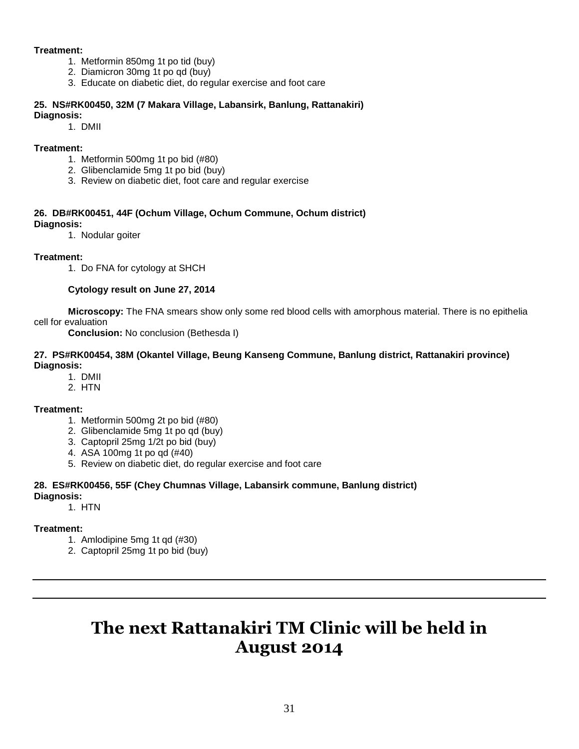**Treatment:**

1. Metformin 850mg 1t po tid (buy)
2. Diamicron 30mg 1t po qd (buy)
3. Educate on diabetic diet, do regular exercise and foot care

**25. NS#RK00450, 32M (7 Makara Village, Labansirk, Banlung, Rattanakiri)**

**Diagnosis:**

1. DMII

**Treatment:**

1. Metformin 500mg 1t po bid (#80)
2. Glibenclamide 5mg 1t po bid (buy)
3. Review on diabetic diet, foot care and regular exercise

**26. DB#RK00451, 44F (Ochum Village, Ochum Commune, Ochum district)**

**Diagnosis:**

1. Nodular goiter

**Treatment:**

1. Do FNA for cytology at SHCH

**Cytology result on June 27, 2014**

**Microscopy:** The FNA smears show only some red blood cells with amorphous material. There is no epithelia cell for evaluation

**Conclusion:** No conclusion (Bethesda I)

**27. PS#RK00454, 38M (Okantel Village, Beung Kanseng Commune, Banlung district, Rattanakiri province)**

**Diagnosis:**

1. DMII
2. HTN

**Treatment:**

1. Metformin 500mg 2t po bid (#80)
2. Glibenclamide 5mg 1t po qd (buy)
3. Captopril 25mg 1/2t po bid (buy)
4. ASA 100mg 1t po qd (#40)
5. Review on diabetic diet, do regular exercise and foot care

**28. ES#RK00456, 55F (Chey Chumnas Village, Labansirk commune, Banlung district)**

**Diagnosis:**

1. HTN

**Treatment:**

1. Amlodipine 5mg 1t qd (#30)
2. Captopril 25mg 1t po bid (buy)

---

# The next Rattanakiri TM Clinic will be held in August 2014